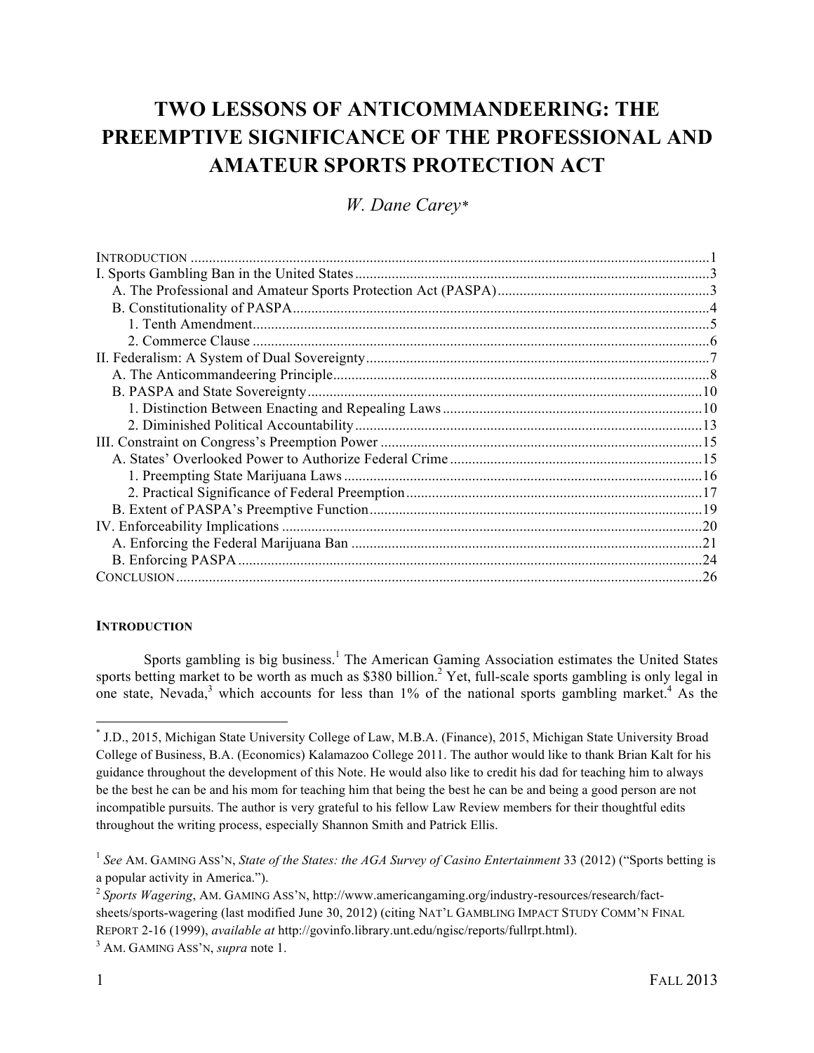# TWO LESSONS OF ANTICOMMANDEERING: THE PREEMPTIVE SIGNIFICANCE OF THE PROFESSIONAL AND AMATEUR SPORTS PROTECTION ACT

*W. Dane Carey*[*]

INTRODUCTION ........................................................................................................................................1
I. Sports Gambling Ban in the United States ..............................................................................................3
  A. The Professional and Amateur Sports Protection Act (PASPA) .........................................................3
  B. Constitutionality of PASPA ...............................................................................................................4
    1. Tenth Amendment ..........................................................................................................................5
    2. Commerce Clause ..........................................................................................................................6
II. Federalism: A System of Dual Sovereignty ...........................................................................................7
  A. The Anticommandeering Principle .....................................................................................................8
  B. PASPA and State Sovereignty ..........................................................................................................10
    1. Distinction Between Enacting and Repealing Laws .....................................................................10
    2. Diminished Political Accountability .............................................................................................13
III. Constraint on Congress's Preemption Power ......................................................................................15
  A. States' Overlooked Power to Authorize Federal Crime ....................................................................15
    1. Preempting State Marijuana Laws ................................................................................................16
    2. Practical Significance of Federal Preemption ...............................................................................17
  B. Extent of PASPA's Preemptive Function .........................................................................................19
IV. Enforceability Implications .................................................................................................................20
  A. Enforcing the Federal Marijuana Ban ..............................................................................................21
  B. Enforcing PASPA ............................................................................................................................24
CONCLUSION ..........................................................................................................................................26

**INTRODUCTION**

Sports gambling is big business.[1] The American Gaming Association estimates the United States sports betting market to be worth as much as $380 billion.[2] Yet, full-scale sports gambling is only legal in one state, Nevada,[3] which accounts for less than 1% of the national sports gambling market.[4] As the

---

[*] J.D., 2015, Michigan State University College of Law, M.B.A. (Finance), 2015, Michigan State University Broad College of Business, B.A. (Economics) Kalamazoo College 2011. The author would like to thank Brian Kalt for his guidance throughout the development of this Note. He would also like to credit his dad for teaching him to always be the best he can be and his mom for teaching him that being the best he can be and being a good person are not incompatible pursuits. The author is very grateful to his fellow Law Review members for their thoughtful edits throughout the writing process, especially Shannon Smith and Patrick Ellis.

[1] *See* AM. GAMING ASS'N, *State of the States: the AGA Survey of Casino Entertainment* 33 (2012) ("Sports betting is a popular activity in America.").

[2] *Sports Wagering*, AM. GAMING ASS'N, http://www.americangaming.org/industry-resources/research/fact-sheets/sports-wagering (last modified June 30, 2012) (citing NAT'L GAMBLING IMPACT STUDY COMM'N FINAL REPORT 2-16 (1999), *available at* http://govinfo.library.unt.edu/ngisc/reports/fullrpt.html).

[3] AM. GAMING ASS'N, *supra* note 1.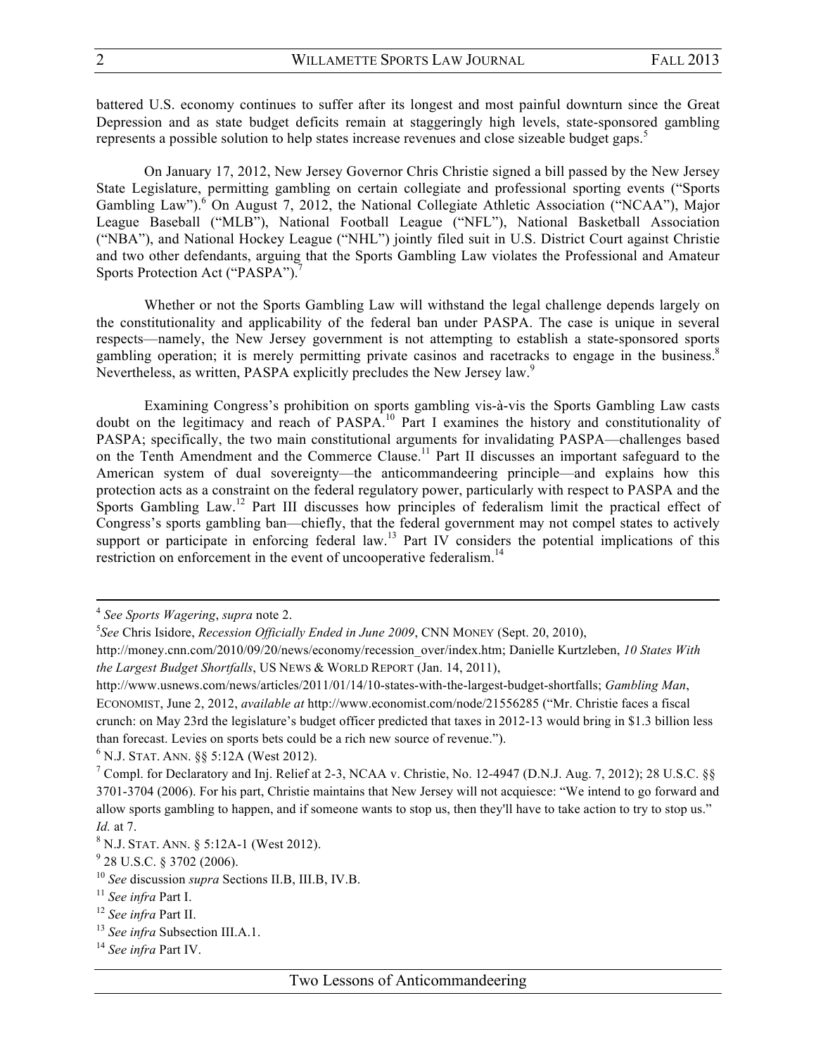battered U.S. economy continues to suffer after its longest and most painful downturn since the Great Depression and as state budget deficits remain at staggeringly high levels, state-sponsored gambling represents a possible solution to help states increase revenues and close sizeable budget gaps.[5]

On January 17, 2012, New Jersey Governor Chris Christie signed a bill passed by the New Jersey State Legislature, permitting gambling on certain collegiate and professional sporting events ("Sports Gambling Law").[6] On August 7, 2012, the National Collegiate Athletic Association ("NCAA"), Major League Baseball ("MLB"), National Football League ("NFL"), National Basketball Association ("NBA"), and National Hockey League ("NHL") jointly filed suit in U.S. District Court against Christie and two other defendants, arguing that the Sports Gambling Law violates the Professional and Amateur Sports Protection Act ("PASPA").[7]

Whether or not the Sports Gambling Law will withstand the legal challenge depends largely on the constitutionality and applicability of the federal ban under PASPA. The case is unique in several respects—namely, the New Jersey government is not attempting to establish a state-sponsored sports gambling operation; it is merely permitting private casinos and racetracks to engage in the business.[8] Nevertheless, as written, PASPA explicitly precludes the New Jersey law.[9]

Examining Congress's prohibition on sports gambling vis-à-vis the Sports Gambling Law casts doubt on the legitimacy and reach of PASPA.[10] Part I examines the history and constitutionality of PASPA; specifically, the two main constitutional arguments for invalidating PASPA—challenges based on the Tenth Amendment and the Commerce Clause.[11] Part II discusses an important safeguard to the American system of dual sovereignty—the anticommandeering principle—and explains how this protection acts as a constraint on the federal regulatory power, particularly with respect to PASPA and the Sports Gambling Law.[12] Part III discusses how principles of federalism limit the practical effect of Congress's sports gambling ban—chiefly, that the federal government may not compel states to actively support or participate in enforcing federal law.[13] Part IV considers the potential implications of this restriction on enforcement in the event of uncooperative federalism.[14]

---

[4] *See Sports Wagering*, *supra* note 2.

[5] *See* Chris Isidore, *Recession Officially Ended in June 2009*, CNN MONEY (Sept. 20, 2010), http://money.cnn.com/2010/09/20/news/economy/recession_over/index.htm; Danielle Kurtzleben, *10 States With the Largest Budget Shortfalls*, US NEWS & WORLD REPORT (Jan. 14, 2011), http://www.usnews.com/news/articles/2011/01/14/10-states-with-the-largest-budget-shortfalls; *Gambling Man*, ECONOMIST, June 2, 2012, *available at* http://www.economist.com/node/21556285 ("Mr. Christie faces a fiscal crunch: on May 23rd the legislature's budget officer predicted that taxes in 2012-13 would bring in $1.3 billion less than forecast. Levies on sports bets could be a rich new source of revenue.").

[6] N.J. STAT. ANN. §§ 5:12A (West 2012).

[7] Compl. for Declaratory and Inj. Relief at 2-3, NCAA v. Christie, No. 12-4947 (D.N.J. Aug. 7, 2012); 28 U.S.C. §§ 3701-3704 (2006). For his part, Christie maintains that New Jersey will not acquiesce: "We intend to go forward and allow sports gambling to happen, and if someone wants to stop us, then they'll have to take action to try to stop us." *Id.* at 7.

[8] N.J. STAT. ANN. § 5:12A-1 (West 2012).

[9] 28 U.S.C. § 3702 (2006).

[10] *See* discussion *supra* Sections II.B, III.B, IV.B.

[11] *See infra* Part I.

[12] *See infra* Part II.

[13] *See infra* Subsection III.A.1.

[14] *See infra* Part IV.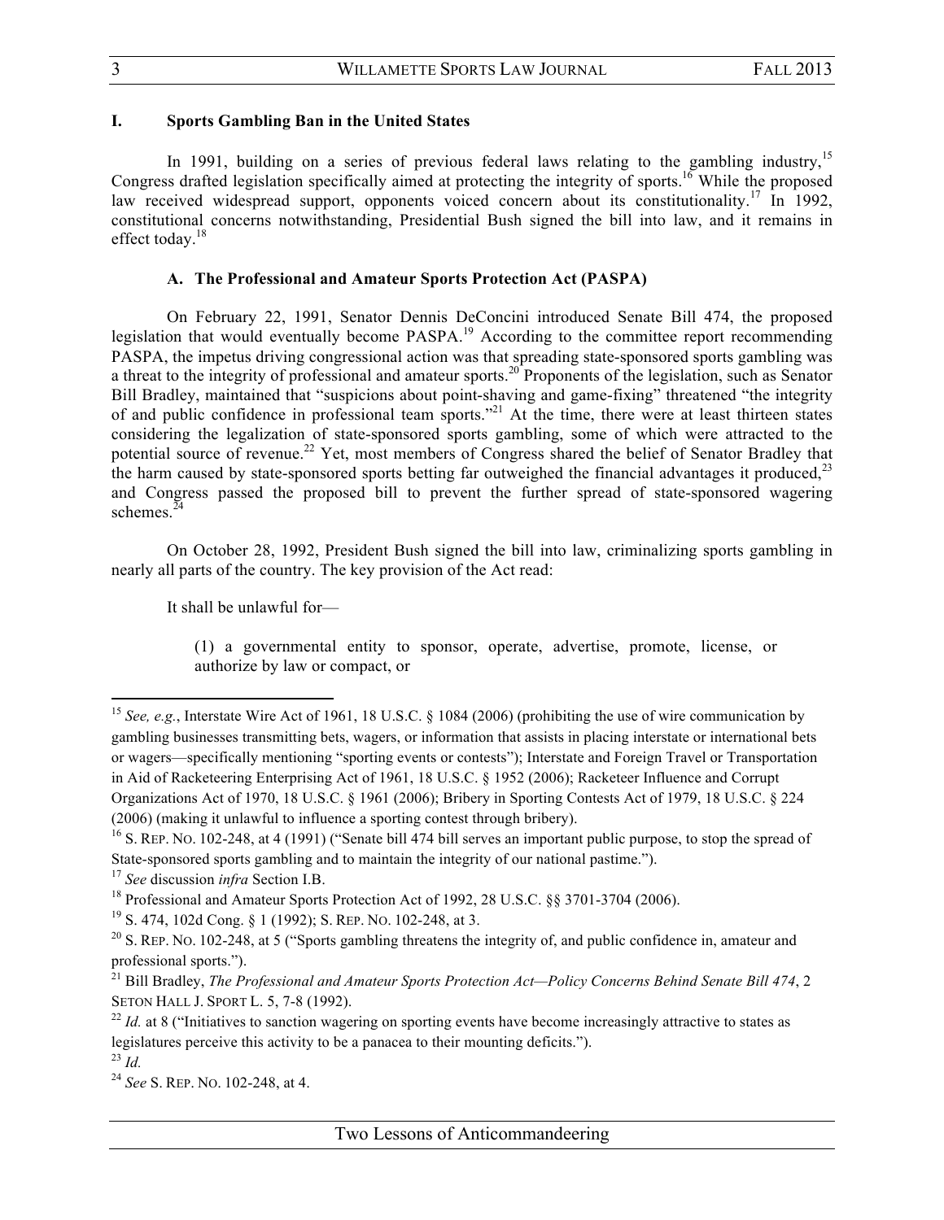## I. Sports Gambling Ban in the United States

In 1991, building on a series of previous federal laws relating to the gambling industry,[15] Congress drafted legislation specifically aimed at protecting the integrity of sports.[16] While the proposed law received widespread support, opponents voiced concern about its constitutionality.[17] In 1992, constitutional concerns notwithstanding, Presidential Bush signed the bill into law, and it remains in effect today.[18]

### A. The Professional and Amateur Sports Protection Act (PASPA)

On February 22, 1991, Senator Dennis DeConcini introduced Senate Bill 474, the proposed legislation that would eventually become PASPA.[19] According to the committee report recommending PASPA, the impetus driving congressional action was that spreading state-sponsored sports gambling was a threat to the integrity of professional and amateur sports.[20] Proponents of the legislation, such as Senator Bill Bradley, maintained that "suspicions about point-shaving and game-fixing" threatened "the integrity of and public confidence in professional team sports."[21] At the time, there were at least thirteen states considering the legalization of state-sponsored sports gambling, some of which were attracted to the potential source of revenue.[22] Yet, most members of Congress shared the belief of Senator Bradley that the harm caused by state-sponsored sports betting far outweighed the financial advantages it produced,[23] and Congress passed the proposed bill to prevent the further spread of state-sponsored wagering schemes.[24]

On October 28, 1992, President Bush signed the bill into law, criminalizing sports gambling in nearly all parts of the country. The key provision of the Act read:

> It shall be unlawful for—
>
> (1) a governmental entity to sponsor, operate, advertise, promote, license, or authorize by law or compact, or

---

[15] *See, e.g.*, Interstate Wire Act of 1961, 18 U.S.C. § 1084 (2006) (prohibiting the use of wire communication by gambling businesses transmitting bets, wagers, or information that assists in placing interstate or international bets or wagers—specifically mentioning "sporting events or contests"); Interstate and Foreign Travel or Transportation in Aid of Racketeering Enterprising Act of 1961, 18 U.S.C. § 1952 (2006); Racketeer Influence and Corrupt Organizations Act of 1970, 18 U.S.C. § 1961 (2006); Bribery in Sporting Contests Act of 1979, 18 U.S.C. § 224 (2006) (making it unlawful to influence a sporting contest through bribery).

[16] S. REP. NO. 102-248, at 4 (1991) ("Senate bill 474 bill serves an important public purpose, to stop the spread of State-sponsored sports gambling and to maintain the integrity of our national pastime.").

[17] *See* discussion *infra* Section I.B.

[18] Professional and Amateur Sports Protection Act of 1992, 28 U.S.C. §§ 3701-3704 (2006).

[19] S. 474, 102d Cong. § 1 (1992); S. REP. NO. 102-248, at 3.

[20] S. REP. NO. 102-248, at 5 ("Sports gambling threatens the integrity of, and public confidence in, amateur and professional sports.").

[21] Bill Bradley, *The Professional and Amateur Sports Protection Act—Policy Concerns Behind Senate Bill 474*, 2 SETON HALL J. SPORT L. 5, 7-8 (1992).

[22] *Id.* at 8 ("Initiatives to sanction wagering on sporting events have become increasingly attractive to states as legislatures perceive this activity to be a panacea to their mounting deficits.").

[23] *Id.*

[24] *See* S. REP. NO. 102-248, at 4.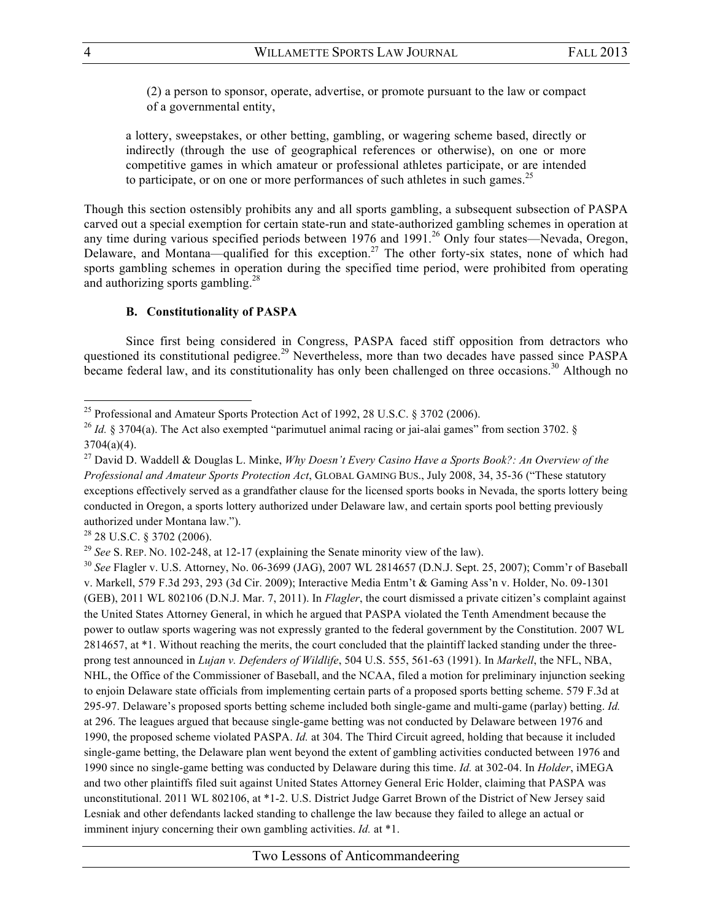> (2) a person to sponsor, operate, advertise, or promote pursuant to the law or compact of a governmental entity,
>
> a lottery, sweepstakes, or other betting, gambling, or wagering scheme based, directly or indirectly (through the use of geographical references or otherwise), on one or more competitive games in which amateur or professional athletes participate, or are intended to participate, or on one or more performances of such athletes in such games.[25]

Though this section ostensibly prohibits any and all sports gambling, a subsequent subsection of PASPA carved out a special exemption for certain state-run and state-authorized gambling schemes in operation at any time during various specified periods between 1976 and 1991.[26] Only four states—Nevada, Oregon, Delaware, and Montana—qualified for this exception.[27] The other forty-six states, none of which had sports gambling schemes in operation during the specified time period, were prohibited from operating and authorizing sports gambling.[28]

### B. Constitutionality of PASPA

Since first being considered in Congress, PASPA faced stiff opposition from detractors who questioned its constitutional pedigree.[29] Nevertheless, more than two decades have passed since PASPA became federal law, and its constitutionality has only been challenged on three occasions.[30] Although no

---

[25] Professional and Amateur Sports Protection Act of 1992, 28 U.S.C. § 3702 (2006).

[26] *Id.* § 3704(a). The Act also exempted "parimutuel animal racing or jai-alai games" from section 3702. § 3704(a)(4).

[27] David D. Waddell & Douglas L. Minke, *Why Doesn't Every Casino Have a Sports Book?: An Overview of the Professional and Amateur Sports Protection Act*, GLOBAL GAMING BUS., July 2008, 34, 35-36 ("These statutory exceptions effectively served as a grandfather clause for the licensed sports books in Nevada, the sports lottery being conducted in Oregon, a sports lottery authorized under Delaware law, and certain sports pool betting previously authorized under Montana law.").

[28] 28 U.S.C. § 3702 (2006).

[29] *See* S. REP. NO. 102-248, at 12-17 (explaining the Senate minority view of the law).

[30] *See* Flagler v. U.S. Attorney, No. 06-3699 (JAG), 2007 WL 2814657 (D.N.J. Sept. 25, 2007); Comm'r of Baseball v. Markell, 579 F.3d 293, 293 (3d Cir. 2009); Interactive Media Entm't & Gaming Ass'n v. Holder, No. 09-1301 (GEB), 2011 WL 802106 (D.N.J. Mar. 7, 2011). In *Flagler*, the court dismissed a private citizen's complaint against the United States Attorney General, in which he argued that PASPA violated the Tenth Amendment because the power to outlaw sports wagering was not expressly granted to the federal government by the Constitution. 2007 WL 2814657, at *1. Without reaching the merits, the court concluded that the plaintiff lacked standing under the three-prong test announced in *Lujan v. Defenders of Wildlife*, 504 U.S. 555, 561-63 (1991). In *Markell*, the NFL, NBA, NHL, the Office of the Commissioner of Baseball, and the NCAA, filed a motion for preliminary injunction seeking to enjoin Delaware state officials from implementing certain parts of a proposed sports betting scheme. 579 F.3d at 295-97. Delaware's proposed sports betting scheme included both single-game and multi-game (parlay) betting. *Id.* at 296. The leagues argued that because single-game betting was not conducted by Delaware between 1976 and 1990, the proposed scheme violated PASPA. *Id.* at 304. The Third Circuit agreed, holding that because it included single-game betting, the Delaware plan went beyond the extent of gambling activities conducted between 1976 and 1990 since no single-game betting was conducted by Delaware during this time. *Id.* at 302-04. In *Holder*, iMEGA and two other plaintiffs filed suit against United States Attorney General Eric Holder, claiming that PASPA was unconstitutional. 2011 WL 802106, at *1-2. U.S. District Judge Garret Brown of the District of New Jersey said Lesniak and other defendants lacked standing to challenge the law because they failed to allege an actual or imminent injury concerning their own gambling activities. *Id.* at *1.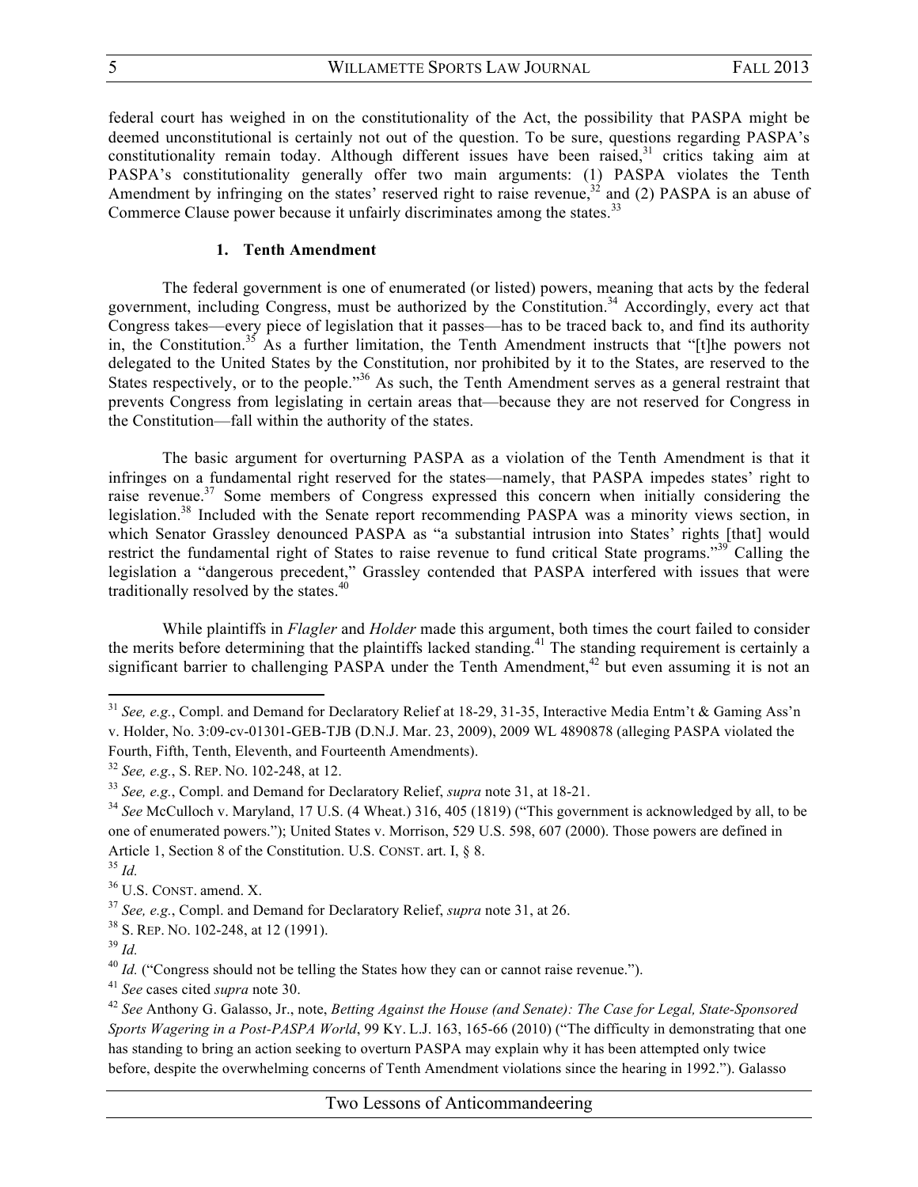federal court has weighed in on the constitutionality of the Act, the possibility that PASPA might be deemed unconstitutional is certainly not out of the question. To be sure, questions regarding PASPA's constitutionality remain today. Although different issues have been raised,[31] critics taking aim at PASPA's constitutionality generally offer two main arguments: (1) PASPA violates the Tenth Amendment by infringing on the states' reserved right to raise revenue,[32] and (2) PASPA is an abuse of Commerce Clause power because it unfairly discriminates among the states.[33]

### 1. Tenth Amendment

The federal government is one of enumerated (or listed) powers, meaning that acts by the federal government, including Congress, must be authorized by the Constitution.[34] Accordingly, every act that Congress takes—every piece of legislation that it passes—has to be traced back to, and find its authority in, the Constitution.[35] As a further limitation, the Tenth Amendment instructs that "[t]he powers not delegated to the United States by the Constitution, nor prohibited by it to the States, are reserved to the States respectively, or to the people."[36] As such, the Tenth Amendment serves as a general restraint that prevents Congress from legislating in certain areas that—because they are not reserved for Congress in the Constitution—fall within the authority of the states.

The basic argument for overturning PASPA as a violation of the Tenth Amendment is that it infringes on a fundamental right reserved for the states—namely, that PASPA impedes states' right to raise revenue.[37] Some members of Congress expressed this concern when initially considering the legislation.[38] Included with the Senate report recommending PASPA was a minority views section, in which Senator Grassley denounced PASPA as "a substantial intrusion into States' rights [that] would restrict the fundamental right of States to raise revenue to fund critical State programs."[39] Calling the legislation a "dangerous precedent," Grassley contended that PASPA interfered with issues that were traditionally resolved by the states.[40]

While plaintiffs in *Flagler* and *Holder* made this argument, both times the court failed to consider the merits before determining that the plaintiffs lacked standing.[41] The standing requirement is certainly a significant barrier to challenging PASPA under the Tenth Amendment,[42] but even assuming it is not an

---

[31] *See, e.g.*, Compl. and Demand for Declaratory Relief at 18-29, 31-35, Interactive Media Entm't & Gaming Ass'n v. Holder, No. 3:09-cv-01301-GEB-TJB (D.N.J. Mar. 23, 2009), 2009 WL 4890878 (alleging PASPA violated the Fourth, Fifth, Tenth, Eleventh, and Fourteenth Amendments).

[32] *See, e.g.*, S. REP. NO. 102-248, at 12.

[33] *See, e.g.*, Compl. and Demand for Declaratory Relief, *supra* note 31, at 18-21.

[34] *See* McCulloch v. Maryland, 17 U.S. (4 Wheat.) 316, 405 (1819) ("This government is acknowledged by all, to be one of enumerated powers."); United States v. Morrison, 529 U.S. 598, 607 (2000). Those powers are defined in Article 1, Section 8 of the Constitution. U.S. CONST. art. I, § 8.

[35] *Id.*

[36] U.S. CONST. amend. X.

[37] *See, e.g.*, Compl. and Demand for Declaratory Relief, *supra* note 31, at 26.

[38] S. REP. NO. 102-248, at 12 (1991).

[39] *Id.*

[40] *Id.* ("Congress should not be telling the States how they can or cannot raise revenue.").

[41] *See* cases cited *supra* note 30.

[42] *See* Anthony G. Galasso, Jr., note, *Betting Against the House (and Senate): The Case for Legal, State-Sponsored Sports Wagering in a Post-PASPA World*, 99 KY. L.J. 163, 165-66 (2010) ("The difficulty in demonstrating that one has standing to bring an action seeking to overturn PASPA may explain why it has been attempted only twice before, despite the overwhelming concerns of Tenth Amendment violations since the hearing in 1992."). Galasso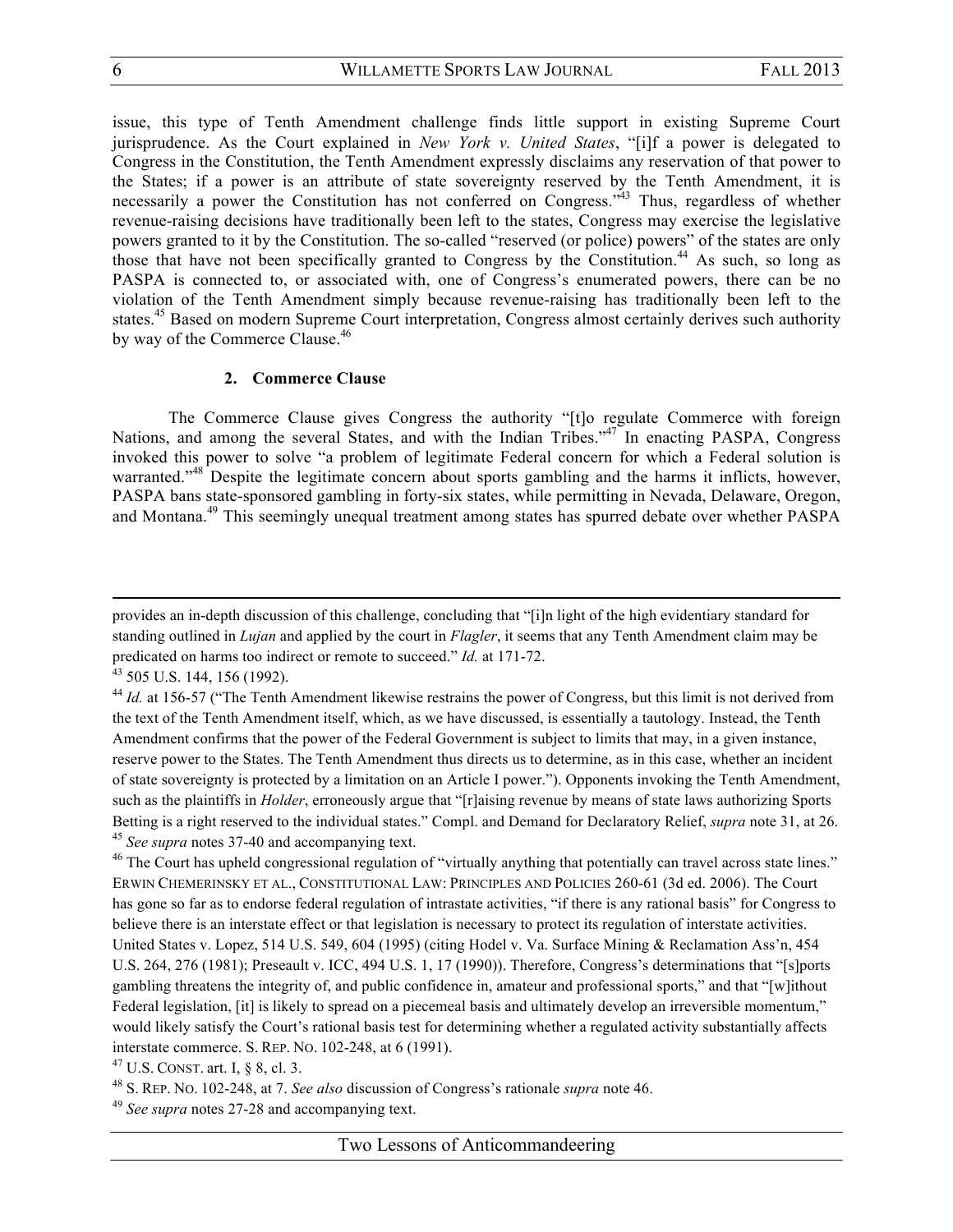issue, this type of Tenth Amendment challenge finds little support in existing Supreme Court jurisprudence. As the Court explained in *New York v. United States*, "[i]f a power is delegated to Congress in the Constitution, the Tenth Amendment expressly disclaims any reservation of that power to the States; if a power is an attribute of state sovereignty reserved by the Tenth Amendment, it is necessarily a power the Constitution has not conferred on Congress."[43] Thus, regardless of whether revenue-raising decisions have traditionally been left to the states, Congress may exercise the legislative powers granted to it by the Constitution. The so-called "reserved (or police) powers" of the states are only those that have not been specifically granted to Congress by the Constitution.[44] As such, so long as PASPA is connected to, or associated with, one of Congress's enumerated powers, there can be no violation of the Tenth Amendment simply because revenue-raising has traditionally been left to the states.[45] Based on modern Supreme Court interpretation, Congress almost certainly derives such authority by way of the Commerce Clause.[46]

#### 2. Commerce Clause

The Commerce Clause gives Congress the authority "[t]o regulate Commerce with foreign Nations, and among the several States, and with the Indian Tribes."[47] In enacting PASPA, Congress invoked this power to solve "a problem of legitimate Federal concern for which a Federal solution is warranted."[48] Despite the legitimate concern about sports gambling and the harms it inflicts, however, PASPA bans state-sponsored gambling in forty-six states, while permitting in Nevada, Delaware, Oregon, and Montana.[49] This seemingly unequal treatment among states has spurred debate over whether PASPA

---

provides an in-depth discussion of this challenge, concluding that "[i]n light of the high evidentiary standard for standing outlined in *Lujan* and applied by the court in *Flagler*, it seems that any Tenth Amendment claim may be predicated on harms too indirect or remote to succeed." *Id.* at 171-72.

[43] 505 U.S. 144, 156 (1992).

[44] *Id.* at 156-57 ("The Tenth Amendment likewise restrains the power of Congress, but this limit is not derived from the text of the Tenth Amendment itself, which, as we have discussed, is essentially a tautology. Instead, the Tenth Amendment confirms that the power of the Federal Government is subject to limits that may, in a given instance, reserve power to the States. The Tenth Amendment thus directs us to determine, as in this case, whether an incident of state sovereignty is protected by a limitation on an Article I power."). Opponents invoking the Tenth Amendment, such as the plaintiffs in *Holder*, erroneously argue that "[r]aising revenue by means of state laws authorizing Sports Betting is a right reserved to the individual states." Compl. and Demand for Declaratory Relief, *supra* note 31, at 26.

[45] *See supra* notes 37-40 and accompanying text.

[46] The Court has upheld congressional regulation of "virtually anything that potentially can travel across state lines." ERWIN CHEMERINSKY ET AL., CONSTITUTIONAL LAW: PRINCIPLES AND POLICIES 260-61 (3d ed. 2006). The Court has gone so far as to endorse federal regulation of intrastate activities, "if there is any rational basis" for Congress to believe there is an interstate effect or that legislation is necessary to protect its regulation of interstate activities. United States v. Lopez, 514 U.S. 549, 604 (1995) (citing Hodel v. Va. Surface Mining & Reclamation Ass'n, 454 U.S. 264, 276 (1981); Preseault v. ICC, 494 U.S. 1, 17 (1990)). Therefore, Congress's determinations that "[s]ports gambling threatens the integrity of, and public confidence in, amateur and professional sports," and that "[w]ithout Federal legislation, [it] is likely to spread on a piecemeal basis and ultimately develop an irreversible momentum," would likely satisfy the Court's rational basis test for determining whether a regulated activity substantially affects interstate commerce. S. REP. NO. 102-248, at 6 (1991).

[47] U.S. CONST. art. I, § 8, cl. 3.

[48] S. REP. NO. 102-248, at 7. *See also* discussion of Congress's rationale *supra* note 46.

[49] *See supra* notes 27-28 and accompanying text.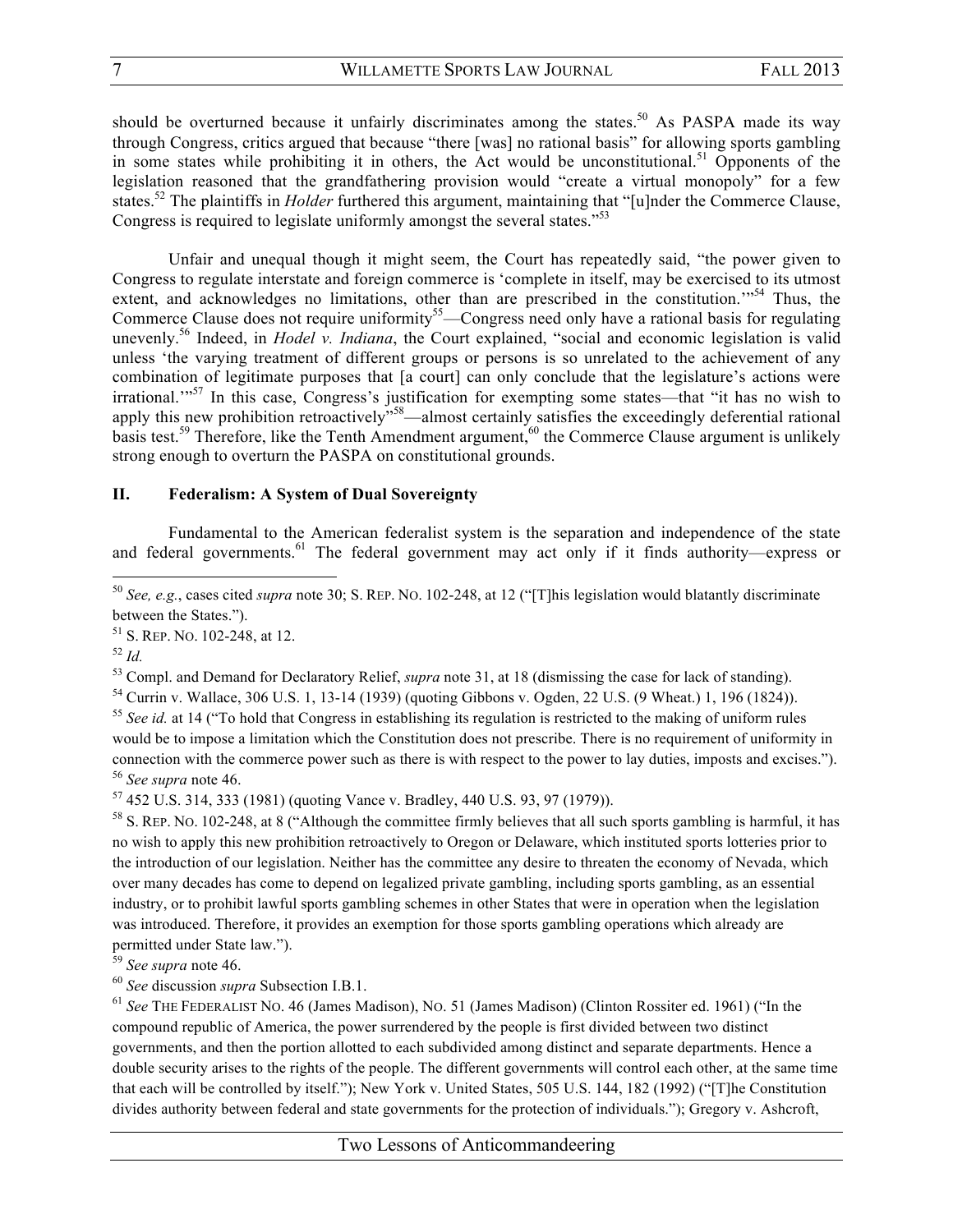should be overturned because it unfairly discriminates among the states.[50] As PASPA made its way through Congress, critics argued that because "there [was] no rational basis" for allowing sports gambling in some states while prohibiting it in others, the Act would be unconstitutional.[51] Opponents of the legislation reasoned that the grandfathering provision would "create a virtual monopoly" for a few states.[52] The plaintiffs in *Holder* furthered this argument, maintaining that "[u]nder the Commerce Clause, Congress is required to legislate uniformly amongst the several states."[53]

Unfair and unequal though it might seem, the Court has repeatedly said, "the power given to Congress to regulate interstate and foreign commerce is 'complete in itself, may be exercised to its utmost extent, and acknowledges no limitations, other than are prescribed in the constitution.'"[54] Thus, the Commerce Clause does not require uniformity[55]—Congress need only have a rational basis for regulating unevenly.[56] Indeed, in *Hodel v. Indiana*, the Court explained, "social and economic legislation is valid unless 'the varying treatment of different groups or persons is so unrelated to the achievement of any combination of legitimate purposes that [a court] can only conclude that the legislature's actions were irrational.'"[57] In this case, Congress's justification for exempting some states—that "it has no wish to apply this new prohibition retroactively"[58]—almost certainly satisfies the exceedingly deferential rational basis test.[59] Therefore, like the Tenth Amendment argument,[60] the Commerce Clause argument is unlikely strong enough to overturn the PASPA on constitutional grounds.

## II. Federalism: A System of Dual Sovereignty

Fundamental to the American federalist system is the separation and independence of the state and federal governments.[61] The federal government may act only if it finds authority—express or

---

[50] *See, e.g.*, cases cited *supra* note 30; S. REP. NO. 102-248, at 12 ("[T]his legislation would blatantly discriminate between the States.").

[51] S. REP. NO. 102-248, at 12.

[52] *Id.*

[53] Compl. and Demand for Declaratory Relief, *supra* note 31, at 18 (dismissing the case for lack of standing).

[54] Currin v. Wallace, 306 U.S. 1, 13-14 (1939) (quoting Gibbons v. Ogden, 22 U.S. (9 Wheat.) 1, 196 (1824)).

[55] *See id.* at 14 ("To hold that Congress in establishing its regulation is restricted to the making of uniform rules would be to impose a limitation which the Constitution does not prescribe. There is no requirement of uniformity in connection with the commerce power such as there is with respect to the power to lay duties, imposts and excises.").

[56] *See supra* note 46.

[57] 452 U.S. 314, 333 (1981) (quoting Vance v. Bradley, 440 U.S. 93, 97 (1979)).

[58] S. REP. NO. 102-248, at 8 ("Although the committee firmly believes that all such sports gambling is harmful, it has no wish to apply this new prohibition retroactively to Oregon or Delaware, which instituted sports lotteries prior to the introduction of our legislation. Neither has the committee any desire to threaten the economy of Nevada, which over many decades has come to depend on legalized private gambling, including sports gambling, as an essential industry, or to prohibit lawful sports gambling schemes in other States that were in operation when the legislation was introduced. Therefore, it provides an exemption for those sports gambling operations which already are permitted under State law.").

[59] *See supra* note 46.

[60] *See* discussion *supra* Subsection I.B.1.

[61] *See* THE FEDERALIST NO. 46 (James Madison), NO. 51 (James Madison) (Clinton Rossiter ed. 1961) ("In the compound republic of America, the power surrendered by the people is first divided between two distinct governments, and then the portion allotted to each subdivided among distinct and separate departments. Hence a double security arises to the rights of the people. The different governments will control each other, at the same time that each will be controlled by itself."); New York v. United States, 505 U.S. 144, 182 (1992) ("[T]he Constitution divides authority between federal and state governments for the protection of individuals."); Gregory v. Ashcroft,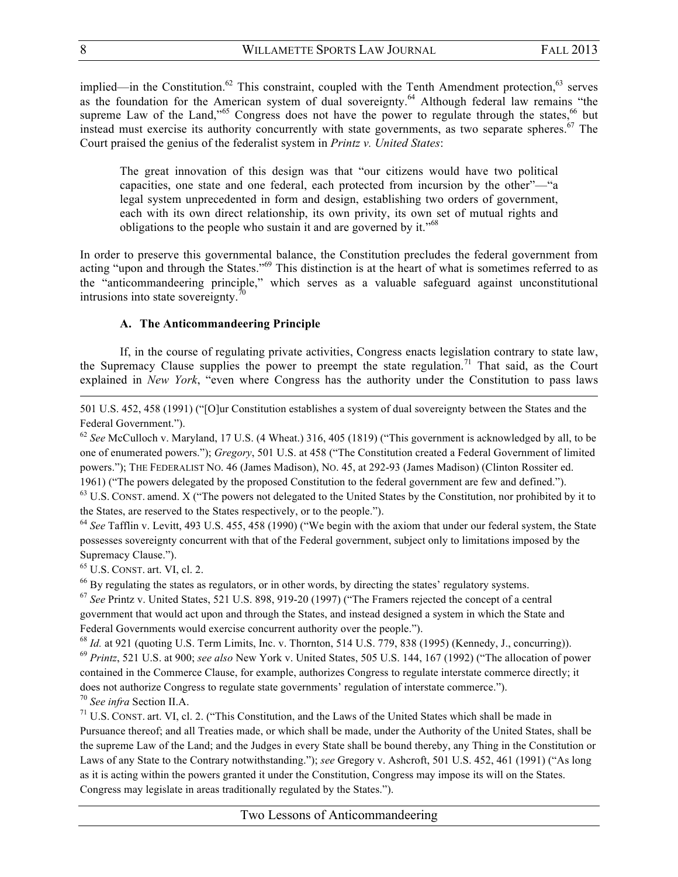implied—in the Constitution.[62] This constraint, coupled with the Tenth Amendment protection,[63] serves as the foundation for the American system of dual sovereignty.[64] Although federal law remains "the supreme Law of the Land,"[65] Congress does not have the power to regulate through the states,[66] but instead must exercise its authority concurrently with state governments, as two separate spheres.[67] The Court praised the genius of the federalist system in *Printz v. United States*:

> The great innovation of this design was that "our citizens would have two political capacities, one state and one federal, each protected from incursion by the other"—"a legal system unprecedented in form and design, establishing two orders of government, each with its own direct relationship, its own privity, its own set of mutual rights and obligations to the people who sustain it and are governed by it."[68]

In order to preserve this governmental balance, the Constitution precludes the federal government from acting "upon and through the States."[69] This distinction is at the heart of what is sometimes referred to as the "anticommandeering principle," which serves as a valuable safeguard against unconstitutional intrusions into state sovereignty.[70]

### A. The Anticommandeering Principle

If, in the course of regulating private activities, Congress enacts legislation contrary to state law, the Supremacy Clause supplies the power to preempt the state regulation.[71] That said, as the Court explained in *New York*, "even where Congress has the authority under the Constitution to pass laws

---

501 U.S. 452, 458 (1991) ("[O]ur Constitution establishes a system of dual sovereignty between the States and the Federal Government.").

[62] *See* McCulloch v. Maryland, 17 U.S. (4 Wheat.) 316, 405 (1819) ("This government is acknowledged by all, to be one of enumerated powers."); *Gregory*, 501 U.S. at 458 ("The Constitution created a Federal Government of limited powers."); THE FEDERALIST NO. 46 (James Madison), NO. 45, at 292-93 (James Madison) (Clinton Rossiter ed. 1961) ("The powers delegated by the proposed Constitution to the federal government are few and defined.").

[63] U.S. CONST. amend. X ("The powers not delegated to the United States by the Constitution, nor prohibited by it to the States, are reserved to the States respectively, or to the people.").

[64] *See* Tafflin v. Levitt, 493 U.S. 455, 458 (1990) ("We begin with the axiom that under our federal system, the State possesses sovereignty concurrent with that of the Federal government, subject only to limitations imposed by the Supremacy Clause.").

[65] U.S. CONST. art. VI, cl. 2.

[66] By regulating the states as regulators, or in other words, by directing the states' regulatory systems.

[67] *See* Printz v. United States, 521 U.S. 898, 919-20 (1997) ("The Framers rejected the concept of a central government that would act upon and through the States, and instead designed a system in which the State and Federal Governments would exercise concurrent authority over the people.").

[68] *Id.* at 921 (quoting U.S. Term Limits, Inc. v. Thornton, 514 U.S. 779, 838 (1995) (Kennedy, J., concurring)).

[69] *Printz*, 521 U.S. at 900; *see also* New York v. United States, 505 U.S. 144, 167 (1992) ("The allocation of power contained in the Commerce Clause, for example, authorizes Congress to regulate interstate commerce directly; it does not authorize Congress to regulate state governments' regulation of interstate commerce.").

[70] *See infra* Section II.A.

[71] U.S. CONST. art. VI, cl. 2. ("This Constitution, and the Laws of the United States which shall be made in Pursuance thereof; and all Treaties made, or which shall be made, under the Authority of the United States, shall be the supreme Law of the Land; and the Judges in every State shall be bound thereby, any Thing in the Constitution or Laws of any State to the Contrary notwithstanding."); *see* Gregory v. Ashcroft, 501 U.S. 452, 461 (1991) ("As long as it is acting within the powers granted it under the Constitution, Congress may impose its will on the States. Congress may legislate in areas traditionally regulated by the States.").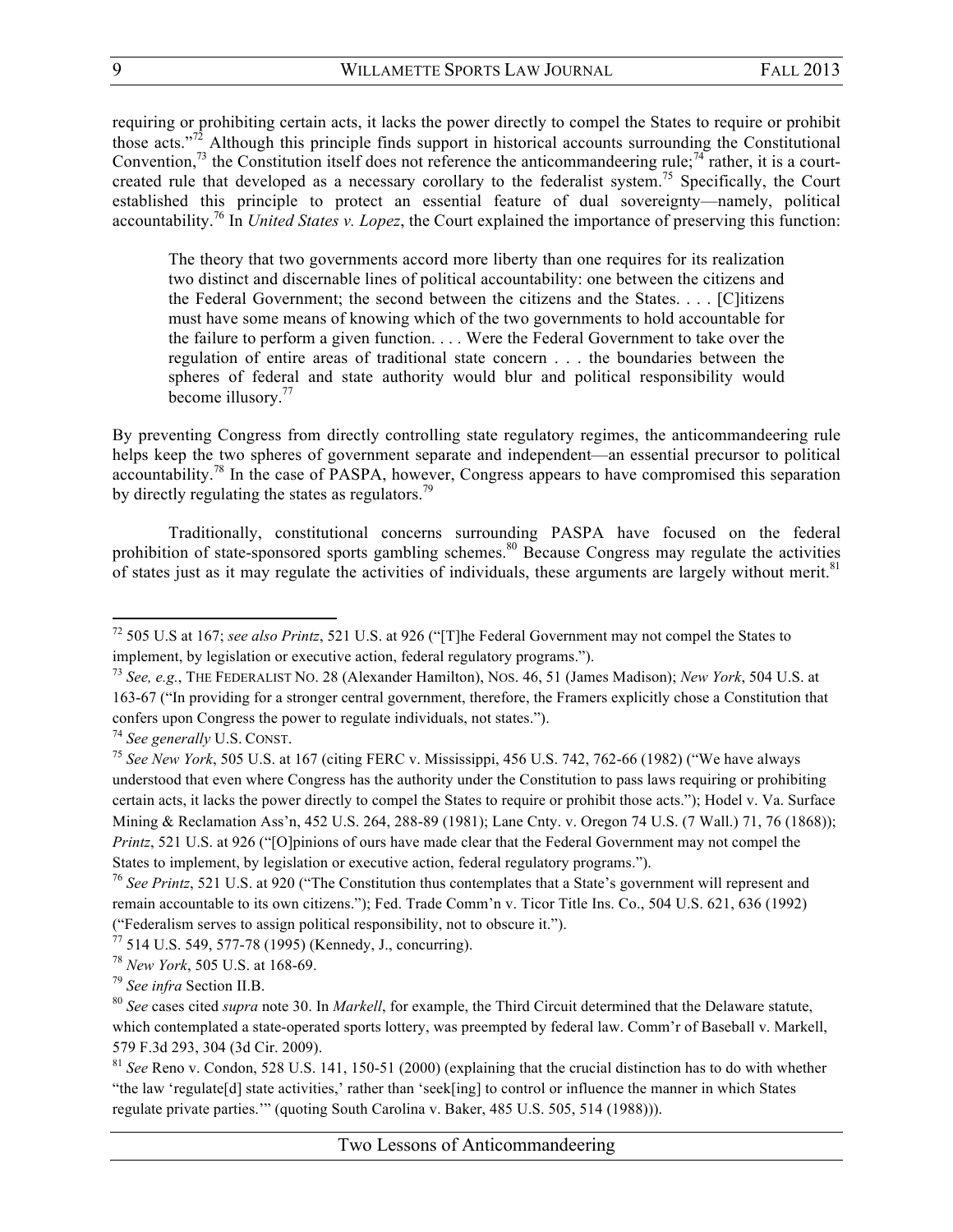requiring or prohibiting certain acts, it lacks the power directly to compel the States to require or prohibit those acts."[72] Although this principle finds support in historical accounts surrounding the Constitutional Convention,[73] the Constitution itself does not reference the anticommandeering rule;[74] rather, it is a court-created rule that developed as a necessary corollary to the federalist system.[75] Specifically, the Court established this principle to protect an essential feature of dual sovereignty—namely, political accountability.[76] In *United States v. Lopez*, the Court explained the importance of preserving this function:

> The theory that two governments accord more liberty than one requires for its realization two distinct and discernable lines of political accountability: one between the citizens and the Federal Government; the second between the citizens and the States. . . . [C]itizens must have some means of knowing which of the two governments to hold accountable for the failure to perform a given function. . . . Were the Federal Government to take over the regulation of entire areas of traditional state concern . . . the boundaries between the spheres of federal and state authority would blur and political responsibility would become illusory.[77]

By preventing Congress from directly controlling state regulatory regimes, the anticommandeering rule helps keep the two spheres of government separate and independent—an essential precursor to political accountability.[78] In the case of PASPA, however, Congress appears to have compromised this separation by directly regulating the states as regulators.[79]

Traditionally, constitutional concerns surrounding PASPA have focused on the federal prohibition of state-sponsored sports gambling schemes.[80] Because Congress may regulate the activities of states just as it may regulate the activities of individuals, these arguments are largely without merit.[81]

---

[72] 505 U.S at 167; *see also Printz*, 521 U.S. at 926 ("[T]he Federal Government may not compel the States to implement, by legislation or executive action, federal regulatory programs.").

[73] *See, e.g.*, THE FEDERALIST NO. 28 (Alexander Hamilton), NOS. 46, 51 (James Madison); *New York*, 504 U.S. at 163-67 ("In providing for a stronger central government, therefore, the Framers explicitly chose a Constitution that confers upon Congress the power to regulate individuals, not states.").

[74] *See generally* U.S. CONST.

[75] *See New York*, 505 U.S. at 167 (citing FERC v. Mississippi, 456 U.S. 742, 762-66 (1982) ("We have always understood that even where Congress has the authority under the Constitution to pass laws requiring or prohibiting certain acts, it lacks the power directly to compel the States to require or prohibit those acts."); Hodel v. Va. Surface Mining & Reclamation Ass'n, 452 U.S. 264, 288-89 (1981); Lane Cnty. v. Oregon 74 U.S. (7 Wall.) 71, 76 (1868)); *Printz*, 521 U.S. at 926 ("[O]pinions of ours have made clear that the Federal Government may not compel the States to implement, by legislation or executive action, federal regulatory programs.").

[76] *See Printz*, 521 U.S. at 920 ("The Constitution thus contemplates that a State's government will represent and remain accountable to its own citizens."); Fed. Trade Comm'n v. Ticor Title Ins. Co., 504 U.S. 621, 636 (1992) ("Federalism serves to assign political responsibility, not to obscure it.").

[77] 514 U.S. 549, 577-78 (1995) (Kennedy, J., concurring).

[78] *New York*, 505 U.S. at 168-69.

[79] *See infra* Section II.B.

[80] *See* cases cited *supra* note 30. In *Markell*, for example, the Third Circuit determined that the Delaware statute, which contemplated a state-operated sports lottery, was preempted by federal law. Comm'r of Baseball v. Markell, 579 F.3d 293, 304 (3d Cir. 2009).

[81] *See* Reno v. Condon, 528 U.S. 141, 150-51 (2000) (explaining that the crucial distinction has to do with whether "the law 'regulate[d] state activities,' rather than 'seek[ing] to control or influence the manner in which States regulate private parties.'" (quoting South Carolina v. Baker, 485 U.S. 505, 514 (1988))).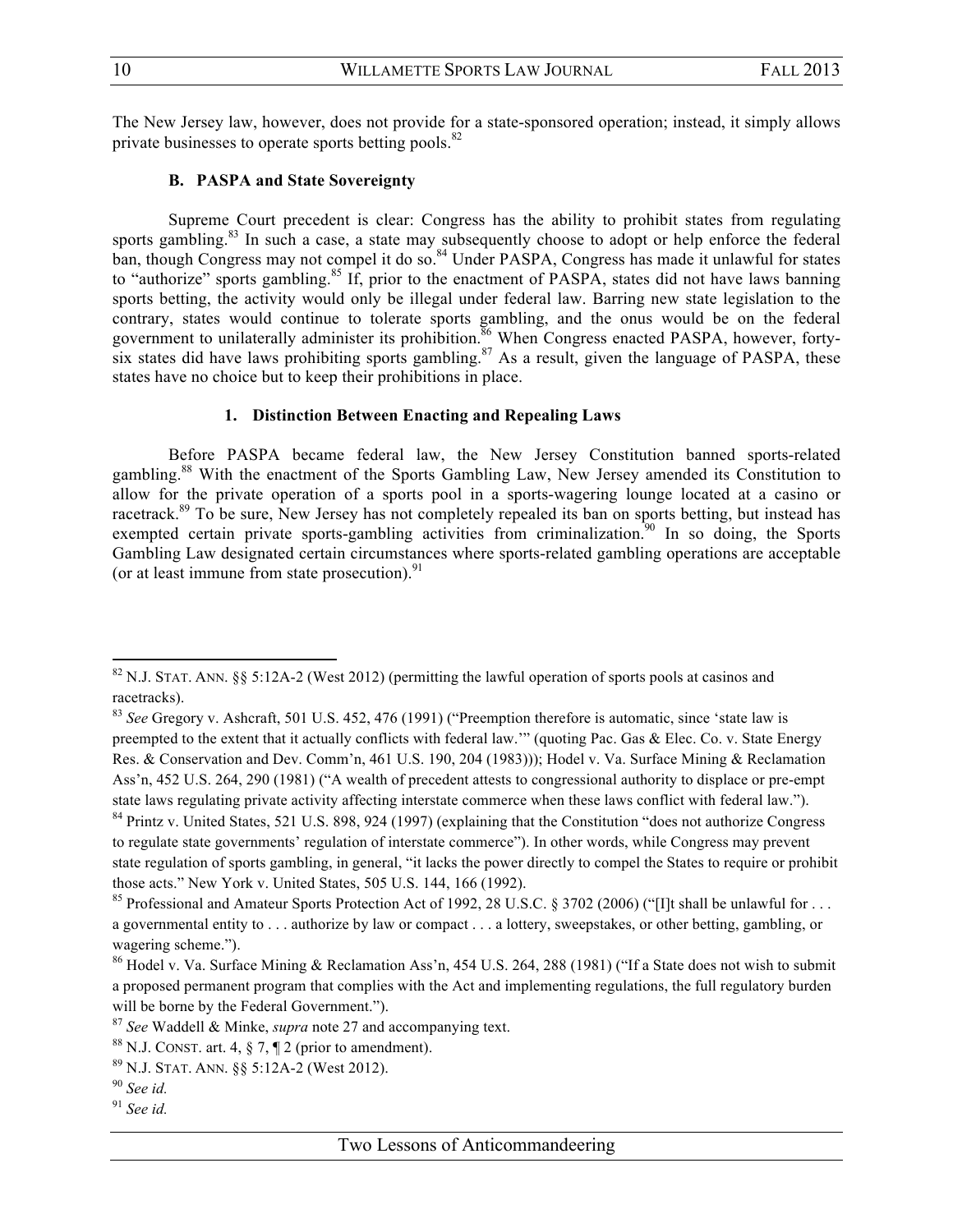The New Jersey law, however, does not provide for a state-sponsored operation; instead, it simply allows private businesses to operate sports betting pools.[82]

### B. PASPA and State Sovereignty

Supreme Court precedent is clear: Congress has the ability to prohibit states from regulating sports gambling.[83] In such a case, a state may subsequently choose to adopt or help enforce the federal ban, though Congress may not compel it do so.[84] Under PASPA, Congress has made it unlawful for states to "authorize" sports gambling.[85] If, prior to the enactment of PASPA, states did not have laws banning sports betting, the activity would only be illegal under federal law. Barring new state legislation to the contrary, states would continue to tolerate sports gambling, and the onus would be on the federal government to unilaterally administer its prohibition.[86] When Congress enacted PASPA, however, forty-six states did have laws prohibiting sports gambling.[87] As a result, given the language of PASPA, these states have no choice but to keep their prohibitions in place.

#### 1. Distinction Between Enacting and Repealing Laws

Before PASPA became federal law, the New Jersey Constitution banned sports-related gambling.[88] With the enactment of the Sports Gambling Law, New Jersey amended its Constitution to allow for the private operation of a sports pool in a sports-wagering lounge located at a casino or racetrack.[89] To be sure, New Jersey has not completely repealed its ban on sports betting, but instead has exempted certain private sports-gambling activities from criminalization.[90] In so doing, the Sports Gambling Law designated certain circumstances where sports-related gambling operations are acceptable (or at least immune from state prosecution).[91]

---

[82] N.J. STAT. ANN. §§ 5:12A-2 (West 2012) (permitting the lawful operation of sports pools at casinos and racetracks).

[83] *See* Gregory v. Ashcraft, 501 U.S. 452, 476 (1991) ("Preemption therefore is automatic, since 'state law is preempted to the extent that it actually conflicts with federal law.'" (quoting Pac. Gas & Elec. Co. v. State Energy Res. & Conservation and Dev. Comm'n, 461 U.S. 190, 204 (1983))); Hodel v. Va. Surface Mining & Reclamation Ass'n, 452 U.S. 264, 290 (1981) ("A wealth of precedent attests to congressional authority to displace or pre-empt state laws regulating private activity affecting interstate commerce when these laws conflict with federal law.").

[84] Printz v. United States, 521 U.S. 898, 924 (1997) (explaining that the Constitution "does not authorize Congress to regulate state governments' regulation of interstate commerce"). In other words, while Congress may prevent state regulation of sports gambling, in general, "it lacks the power directly to compel the States to require or prohibit those acts." New York v. United States, 505 U.S. 144, 166 (1992).

[85] Professional and Amateur Sports Protection Act of 1992, 28 U.S.C. § 3702 (2006) ("[I]t shall be unlawful for . . . a governmental entity to . . . authorize by law or compact . . . a lottery, sweepstakes, or other betting, gambling, or wagering scheme.").

[86] Hodel v. Va. Surface Mining & Reclamation Ass'n, 454 U.S. 264, 288 (1981) ("If a State does not wish to submit a proposed permanent program that complies with the Act and implementing regulations, the full regulatory burden will be borne by the Federal Government.").

[87] *See* Waddell & Minke, *supra* note 27 and accompanying text.

[88] N.J. CONST. art. 4, § 7, ¶ 2 (prior to amendment).

[89] N.J. STAT. ANN. §§ 5:12A-2 (West 2012).

[90] *See id.*

[91] *See id.*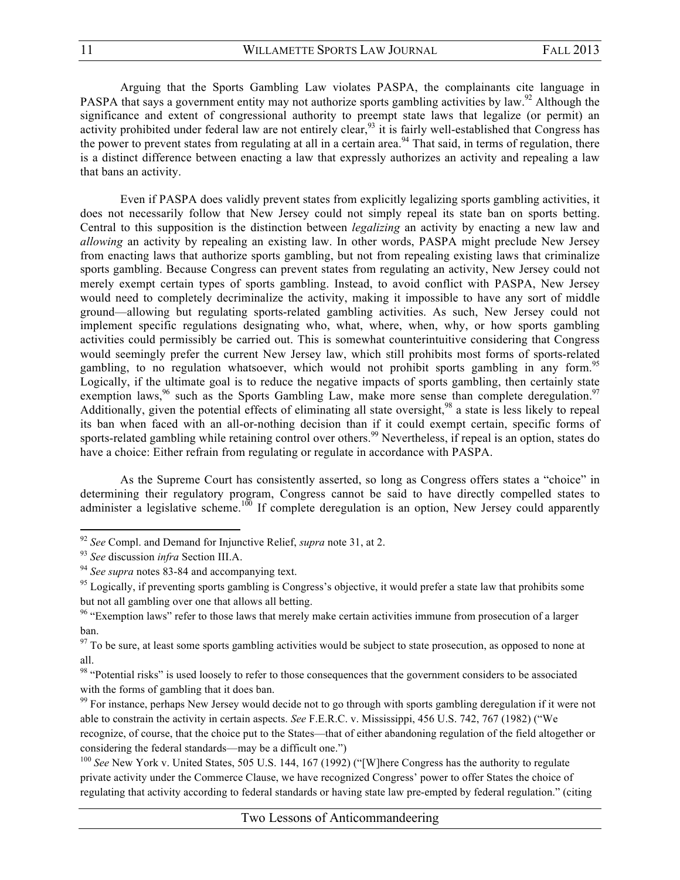Arguing that the Sports Gambling Law violates PASPA, the complainants cite language in PASPA that says a government entity may not authorize sports gambling activities by law.[92] Although the significance and extent of congressional authority to preempt state laws that legalize (or permit) an activity prohibited under federal law are not entirely clear,[93] it is fairly well-established that Congress has the power to prevent states from regulating at all in a certain area.[94] That said, in terms of regulation, there is a distinct difference between enacting a law that expressly authorizes an activity and repealing a law that bans an activity.

Even if PASPA does validly prevent states from explicitly legalizing sports gambling activities, it does not necessarily follow that New Jersey could not simply repeal its state ban on sports betting. Central to this supposition is the distinction between *legalizing* an activity by enacting a new law and *allowing* an activity by repealing an existing law. In other words, PASPA might preclude New Jersey from enacting laws that authorize sports gambling, but not from repealing existing laws that criminalize sports gambling. Because Congress can prevent states from regulating an activity, New Jersey could not merely exempt certain types of sports gambling. Instead, to avoid conflict with PASPA, New Jersey would need to completely decriminalize the activity, making it impossible to have any sort of middle ground—allowing but regulating sports-related gambling activities. As such, New Jersey could not implement specific regulations designating who, what, where, when, why, or how sports gambling activities could permissibly be carried out. This is somewhat counterintuitive considering that Congress would seemingly prefer the current New Jersey law, which still prohibits most forms of sports-related gambling, to no regulation whatsoever, which would not prohibit sports gambling in any form.[95] Logically, if the ultimate goal is to reduce the negative impacts of sports gambling, then certainly state exemption laws,[96] such as the Sports Gambling Law, make more sense than complete deregulation.[97] Additionally, given the potential effects of eliminating all state oversight,[98] a state is less likely to repeal its ban when faced with an all-or-nothing decision than if it could exempt certain, specific forms of sports-related gambling while retaining control over others.[99] Nevertheless, if repeal is an option, states do have a choice: Either refrain from regulating or regulate in accordance with PASPA.

As the Supreme Court has consistently asserted, so long as Congress offers states a "choice" in determining their regulatory program, Congress cannot be said to have directly compelled states to administer a legislative scheme.[100] If complete deregulation is an option, New Jersey could apparently

---

[92] *See* Compl. and Demand for Injunctive Relief, *supra* note 31, at 2.

[93] *See* discussion *infra* Section III.A.

[94] *See supra* notes 83-84 and accompanying text.

[95] Logically, if preventing sports gambling is Congress's objective, it would prefer a state law that prohibits some but not all gambling over one that allows all betting.

[96] "Exemption laws" refer to those laws that merely make certain activities immune from prosecution of a larger ban.

[97] To be sure, at least some sports gambling activities would be subject to state prosecution, as opposed to none at all.

[98] "Potential risks" is used loosely to refer to those consequences that the government considers to be associated with the forms of gambling that it does ban.

[99] For instance, perhaps New Jersey would decide not to go through with sports gambling deregulation if it were not able to constrain the activity in certain aspects. *See* F.E.R.C. v. Mississippi, 456 U.S. 742, 767 (1982) ("We recognize, of course, that the choice put to the States—that of either abandoning regulation of the field altogether or considering the federal standards—may be a difficult one.")

[100] *See* New York v. United States, 505 U.S. 144, 167 (1992) ("[W]here Congress has the authority to regulate private activity under the Commerce Clause, we have recognized Congress' power to offer States the choice of regulating that activity according to federal standards or having state law pre-empted by federal regulation." (citing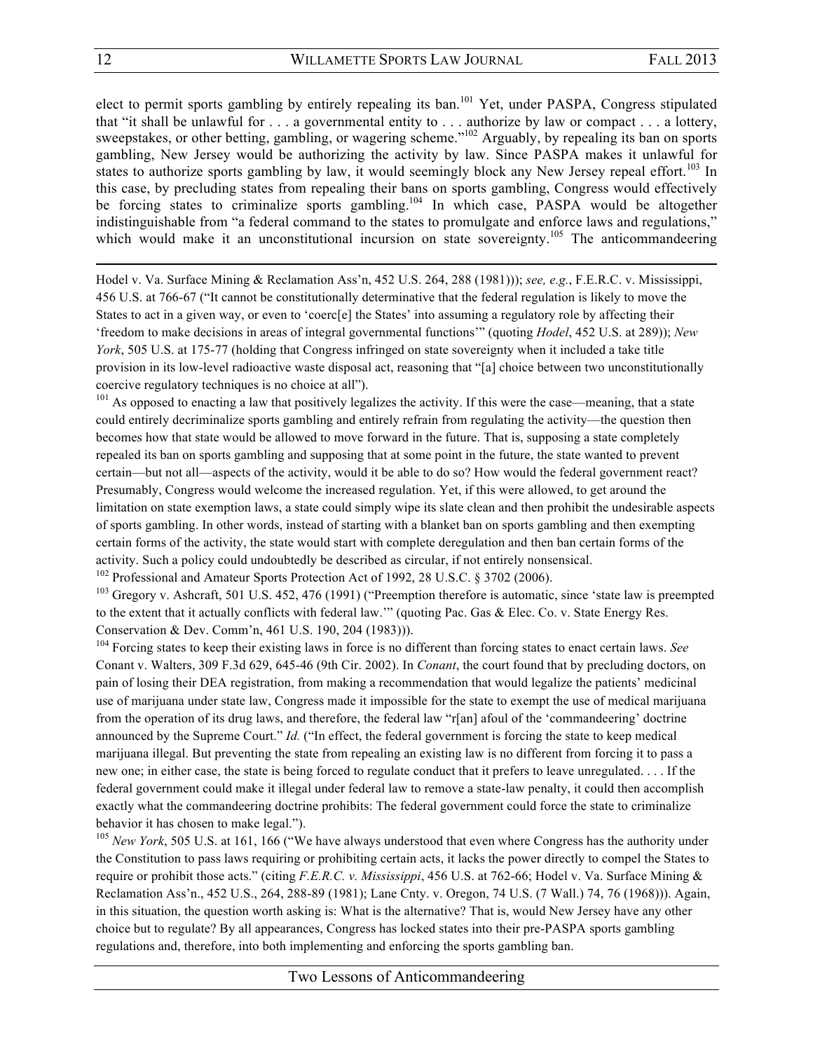elect to permit sports gambling by entirely repealing its ban.[101] Yet, under PASPA, Congress stipulated that "it shall be unlawful for . . . a governmental entity to . . . authorize by law or compact . . . a lottery, sweepstakes, or other betting, gambling, or wagering scheme."[102] Arguably, by repealing its ban on sports gambling, New Jersey would be authorizing the activity by law. Since PASPA makes it unlawful for states to authorize sports gambling by law, it would seemingly block any New Jersey repeal effort.[103] In this case, by precluding states from repealing their bans on sports gambling, Congress would effectively be forcing states to criminalize sports gambling.[104] In which case, PASPA would be altogether indistinguishable from "a federal command to the states to promulgate and enforce laws and regulations," which would make it an unconstitutional incursion on state sovereignty.[105] The anticommandeering

---

Hodel v. Va. Surface Mining & Reclamation Ass'n, 452 U.S. 264, 288 (1981))); *see, e.g.*, F.E.R.C. v. Mississippi, 456 U.S. at 766-67 ("It cannot be constitutionally determinative that the federal regulation is likely to move the States to act in a given way, or even to 'coerc[e] the States' into assuming a regulatory role by affecting their 'freedom to make decisions in areas of integral governmental functions'" (quoting *Hodel*, 452 U.S. at 289)); *New York*, 505 U.S. at 175-77 (holding that Congress infringed on state sovereignty when it included a take title provision in its low-level radioactive waste disposal act, reasoning that "[a] choice between two unconstitutionally coercive regulatory techniques is no choice at all").

[101] As opposed to enacting a law that positively legalizes the activity. If this were the case—meaning, that a state could entirely decriminalize sports gambling and entirely refrain from regulating the activity—the question then becomes how that state would be allowed to move forward in the future. That is, supposing a state completely repealed its ban on sports gambling and supposing that at some point in the future, the state wanted to prevent certain—but not all—aspects of the activity, would it be able to do so? How would the federal government react? Presumably, Congress would welcome the increased regulation. Yet, if this were allowed, to get around the limitation on state exemption laws, a state could simply wipe its slate clean and then prohibit the undesirable aspects of sports gambling. In other words, instead of starting with a blanket ban on sports gambling and then exempting certain forms of the activity, the state would start with complete deregulation and then ban certain forms of the activity. Such a policy could undoubtedly be described as circular, if not entirely nonsensical.

[102] Professional and Amateur Sports Protection Act of 1992, 28 U.S.C. § 3702 (2006).

[103] Gregory v. Ashcraft, 501 U.S. 452, 476 (1991) ("Preemption therefore is automatic, since 'state law is preempted to the extent that it actually conflicts with federal law.'" (quoting Pac. Gas & Elec. Co. v. State Energy Res. Conservation & Dev. Comm'n, 461 U.S. 190, 204 (1983))).

[104] Forcing states to keep their existing laws in force is no different than forcing states to enact certain laws. *See* Conant v. Walters, 309 F.3d 629, 645-46 (9th Cir. 2002). In *Conant*, the court found that by precluding doctors, on pain of losing their DEA registration, from making a recommendation that would legalize the patients' medicinal use of marijuana under state law, Congress made it impossible for the state to exempt the use of medical marijuana from the operation of its drug laws, and therefore, the federal law "r[an] afoul of the 'commandeering' doctrine announced by the Supreme Court." *Id.* ("In effect, the federal government is forcing the state to keep medical marijuana illegal. But preventing the state from repealing an existing law is no different from forcing it to pass a new one; in either case, the state is being forced to regulate conduct that it prefers to leave unregulated. . . . If the federal government could make it illegal under federal law to remove a state-law penalty, it could then accomplish exactly what the commandeering doctrine prohibits: The federal government could force the state to criminalize behavior it has chosen to make legal.").

[105] *New York*, 505 U.S. at 161, 166 ("We have always understood that even where Congress has the authority under the Constitution to pass laws requiring or prohibiting certain acts, it lacks the power directly to compel the States to require or prohibit those acts." (citing *F.E.R.C. v. Mississippi*, 456 U.S. at 762-66; Hodel v. Va. Surface Mining & Reclamation Ass'n., 452 U.S., 264, 288-89 (1981); Lane Cnty. v. Oregon, 74 U.S. (7 Wall.) 74, 76 (1968))). Again, in this situation, the question worth asking is: What is the alternative? That is, would New Jersey have any other choice but to regulate? By all appearances, Congress has locked states into their pre-PASPA sports gambling regulations and, therefore, into both implementing and enforcing the sports gambling ban.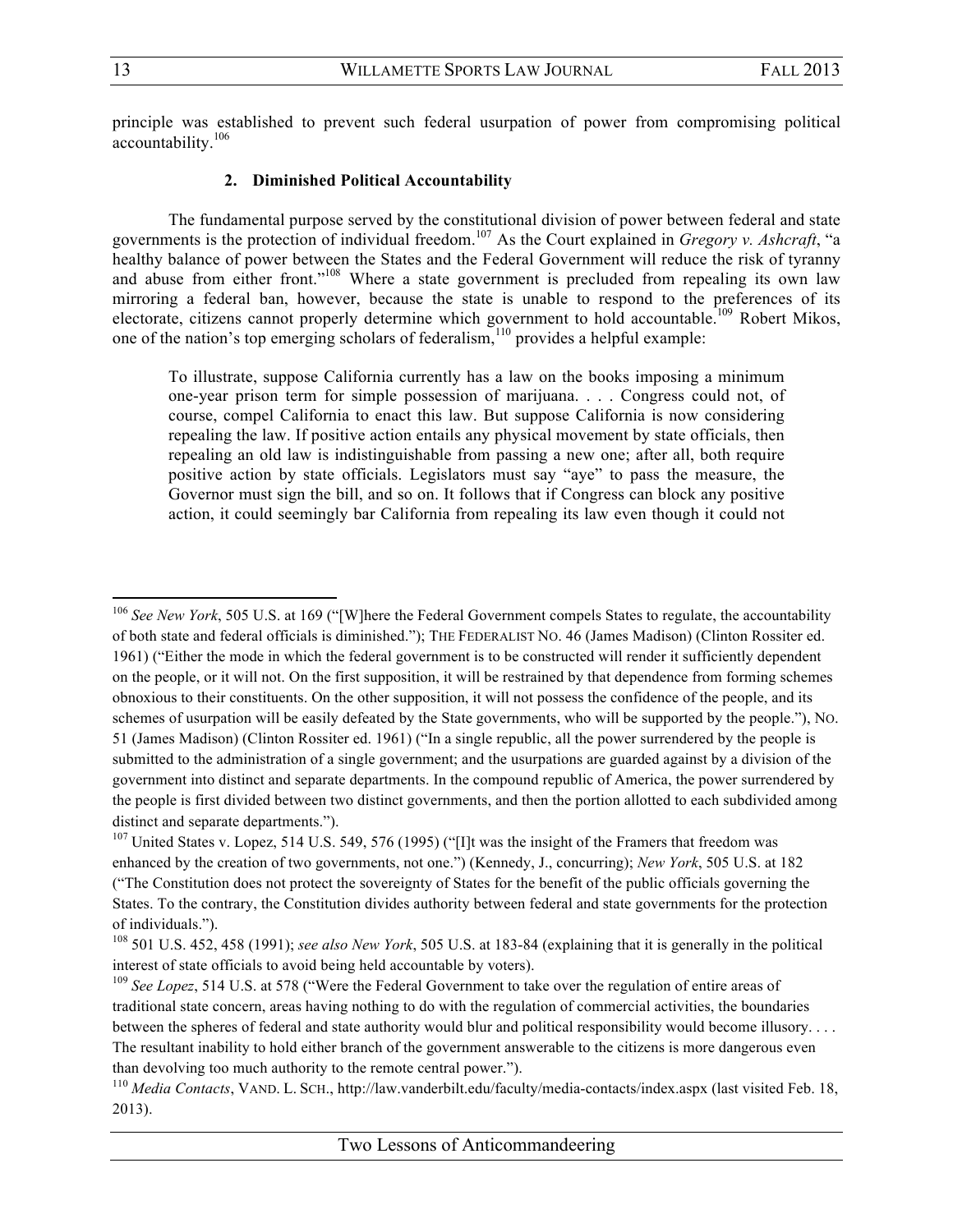principle was established to prevent such federal usurpation of power from compromising political accountability.[106]

#### 2. Diminished Political Accountability

The fundamental purpose served by the constitutional division of power between federal and state governments is the protection of individual freedom.[107] As the Court explained in *Gregory v. Ashcraft*, "a healthy balance of power between the States and the Federal Government will reduce the risk of tyranny and abuse from either front."[108] Where a state government is precluded from repealing its own law mirroring a federal ban, however, because the state is unable to respond to the preferences of its electorate, citizens cannot properly determine which government to hold accountable.[109] Robert Mikos, one of the nation's top emerging scholars of federalism,[110] provides a helpful example:

> To illustrate, suppose California currently has a law on the books imposing a minimum one-year prison term for simple possession of marijuana. . . . Congress could not, of course, compel California to enact this law. But suppose California is now considering repealing the law. If positive action entails any physical movement by state officials, then repealing an old law is indistinguishable from passing a new one; after all, both require positive action by state officials. Legislators must say "aye" to pass the measure, the Governor must sign the bill, and so on. It follows that if Congress can block any positive action, it could seemingly bar California from repealing its law even though it could not

---

[106] *See New York*, 505 U.S. at 169 ("[W]here the Federal Government compels States to regulate, the accountability of both state and federal officials is diminished."); THE FEDERALIST NO. 46 (James Madison) (Clinton Rossiter ed. 1961) ("Either the mode in which the federal government is to be constructed will render it sufficiently dependent on the people, or it will not. On the first supposition, it will be restrained by that dependence from forming schemes obnoxious to their constituents. On the other supposition, it will not possess the confidence of the people, and its schemes of usurpation will be easily defeated by the State governments, who will be supported by the people."), NO. 51 (James Madison) (Clinton Rossiter ed. 1961) ("In a single republic, all the power surrendered by the people is submitted to the administration of a single government; and the usurpations are guarded against by a division of the government into distinct and separate departments. In the compound republic of America, the power surrendered by the people is first divided between two distinct governments, and then the portion allotted to each subdivided among distinct and separate departments.").

[107] United States v. Lopez, 514 U.S. 549, 576 (1995) ("[I]t was the insight of the Framers that freedom was enhanced by the creation of two governments, not one.") (Kennedy, J., concurring); *New York*, 505 U.S. at 182 ("The Constitution does not protect the sovereignty of States for the benefit of the public officials governing the States. To the contrary, the Constitution divides authority between federal and state governments for the protection of individuals.").

[108] 501 U.S. 452, 458 (1991); *see also New York*, 505 U.S. at 183-84 (explaining that it is generally in the political interest of state officials to avoid being held accountable by voters).

[109] *See Lopez*, 514 U.S. at 578 ("Were the Federal Government to take over the regulation of entire areas of traditional state concern, areas having nothing to do with the regulation of commercial activities, the boundaries between the spheres of federal and state authority would blur and political responsibility would become illusory. . . . The resultant inability to hold either branch of the government answerable to the citizens is more dangerous even than devolving too much authority to the remote central power.").

[110] *Media Contacts*, VAND. L. SCH., http://law.vanderbilt.edu/faculty/media-contacts/index.aspx (last visited Feb. 18, 2013).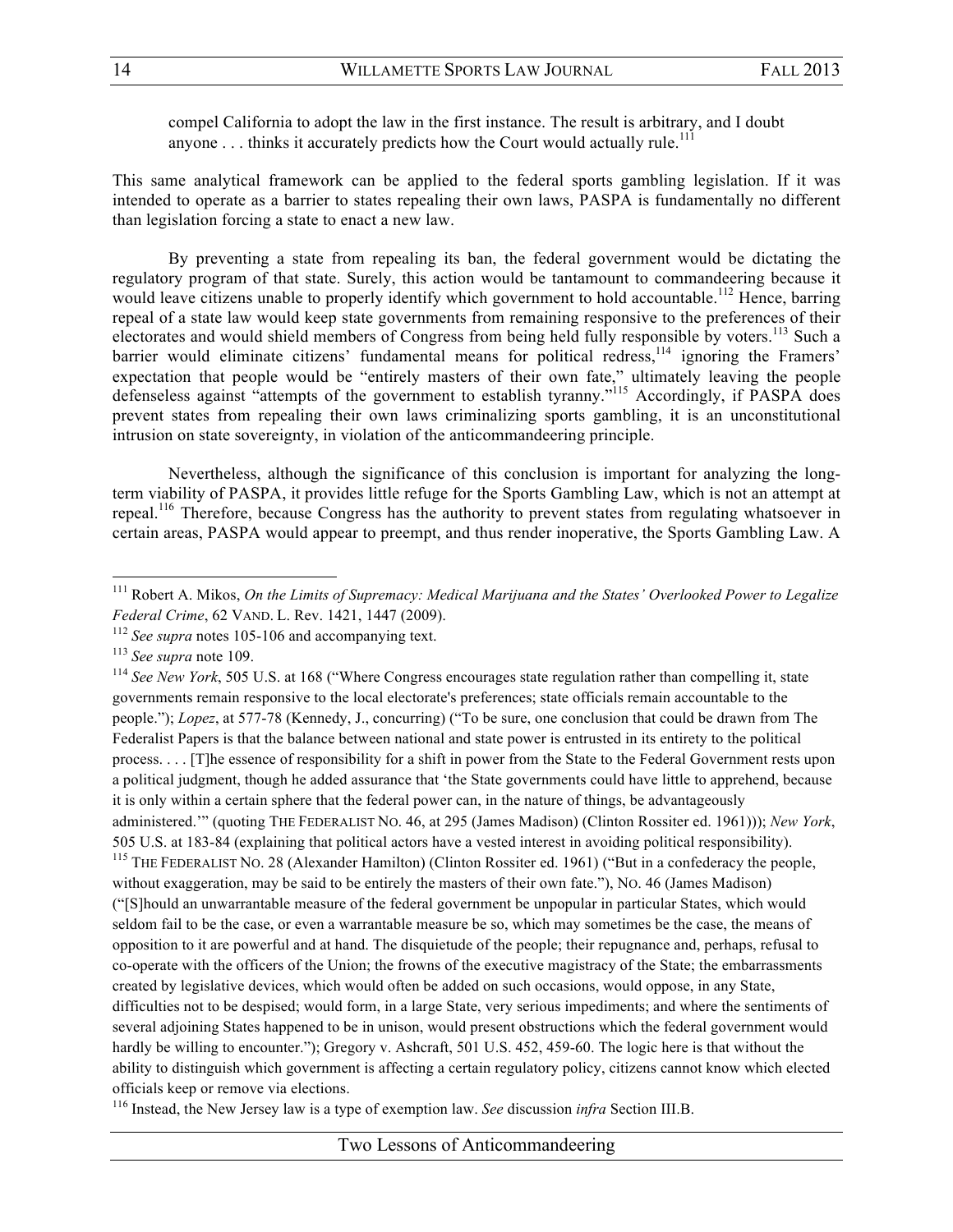> compel California to adopt the law in the first instance. The result is arbitrary, and I doubt anyone . . . thinks it accurately predicts how the Court would actually rule.[111]

This same analytical framework can be applied to the federal sports gambling legislation. If it was intended to operate as a barrier to states repealing their own laws, PASPA is fundamentally no different than legislation forcing a state to enact a new law.

By preventing a state from repealing its ban, the federal government would be dictating the regulatory program of that state. Surely, this action would be tantamount to commandeering because it would leave citizens unable to properly identify which government to hold accountable.[112] Hence, barring repeal of a state law would keep state governments from remaining responsive to the preferences of their electorates and would shield members of Congress from being held fully responsible by voters.[113] Such a barrier would eliminate citizens' fundamental means for political redress,[114] ignoring the Framers' expectation that people would be "entirely masters of their own fate," ultimately leaving the people defenseless against "attempts of the government to establish tyranny."[115] Accordingly, if PASPA does prevent states from repealing their own laws criminalizing sports gambling, it is an unconstitutional intrusion on state sovereignty, in violation of the anticommandeering principle.

Nevertheless, although the significance of this conclusion is important for analyzing the long-term viability of PASPA, it provides little refuge for the Sports Gambling Law, which is not an attempt at repeal.[116] Therefore, because Congress has the authority to prevent states from regulating whatsoever in certain areas, PASPA would appear to preempt, and thus render inoperative, the Sports Gambling Law. A

---

[111] Robert A. Mikos, *On the Limits of Supremacy: Medical Marijuana and the States' Overlooked Power to Legalize Federal Crime*, 62 VAND. L. Rev. 1421, 1447 (2009).

[112] *See supra* notes 105-106 and accompanying text.

[113] *See supra* note 109.

[114] *See New York*, 505 U.S. at 168 ("Where Congress encourages state regulation rather than compelling it, state governments remain responsive to the local electorate's preferences; state officials remain accountable to the people."); *Lopez*, at 577-78 (Kennedy, J., concurring) ("To be sure, one conclusion that could be drawn from The Federalist Papers is that the balance between national and state power is entrusted in its entirety to the political process. . . . [T]he essence of responsibility for a shift in power from the State to the Federal Government rests upon a political judgment, though he added assurance that 'the State governments could have little to apprehend, because it is only within a certain sphere that the federal power can, in the nature of things, be advantageously administered.'" (quoting THE FEDERALIST NO. 46, at 295 (James Madison) (Clinton Rossiter ed. 1961))); *New York*, 505 U.S. at 183-84 (explaining that political actors have a vested interest in avoiding political responsibility).

[115] THE FEDERALIST NO. 28 (Alexander Hamilton) (Clinton Rossiter ed. 1961) ("But in a confederacy the people, without exaggeration, may be said to be entirely the masters of their own fate."), NO. 46 (James Madison) ("[S]hould an unwarrantable measure of the federal government be unpopular in particular States, which would seldom fail to be the case, or even a warrantable measure be so, which may sometimes be the case, the means of opposition to it are powerful and at hand. The disquietude of the people; their repugnance and, perhaps, refusal to co-operate with the officers of the Union; the frowns of the executive magistracy of the State; the embarrassments created by legislative devices, which would often be added on such occasions, would oppose, in any State, difficulties not to be despised; would form, in a large State, very serious impediments; and where the sentiments of several adjoining States happened to be in unison, would present obstructions which the federal government would hardly be willing to encounter."); Gregory v. Ashcraft, 501 U.S. 452, 459-60. The logic here is that without the ability to distinguish which government is affecting a certain regulatory policy, citizens cannot know which elected officials keep or remove via elections.

[116] Instead, the New Jersey law is a type of exemption law. *See* discussion *infra* Section III.B.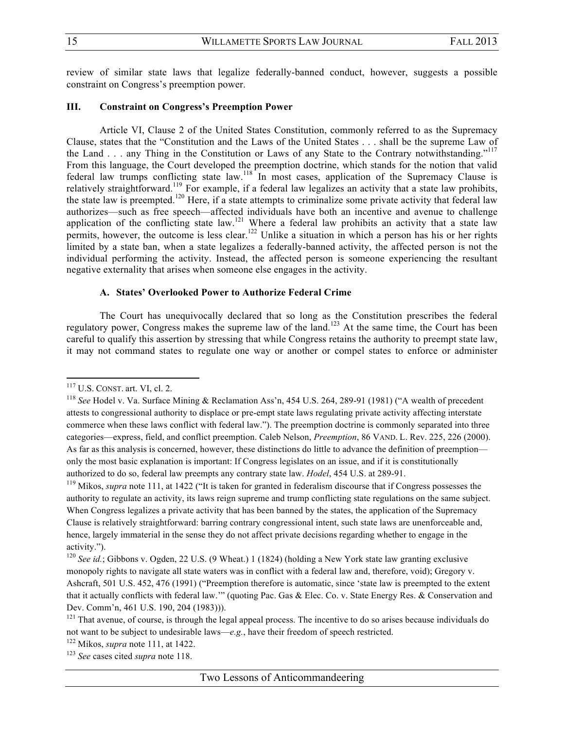review of similar state laws that legalize federally-banned conduct, however, suggests a possible constraint on Congress's preemption power.

## III. Constraint on Congress's Preemption Power

Article VI, Clause 2 of the United States Constitution, commonly referred to as the Supremacy Clause, states that the "Constitution and the Laws of the United States . . . shall be the supreme Law of the Land . . . any Thing in the Constitution or Laws of any State to the Contrary notwithstanding."[117] From this language, the Court developed the preemption doctrine, which stands for the notion that valid federal law trumps conflicting state law.[118] In most cases, application of the Supremacy Clause is relatively straightforward.[119] For example, if a federal law legalizes an activity that a state law prohibits, the state law is preempted.[120] Here, if a state attempts to criminalize some private activity that federal law authorizes—such as free speech—affected individuals have both an incentive and avenue to challenge application of the conflicting state law.[121] Where a federal law prohibits an activity that a state law permits, however, the outcome is less clear.[122] Unlike a situation in which a person has his or her rights limited by a state ban, when a state legalizes a federally-banned activity, the affected person is not the individual performing the activity. Instead, the affected person is someone experiencing the resultant negative externality that arises when someone else engages in the activity.

### A. States' Overlooked Power to Authorize Federal Crime

The Court has unequivocally declared that so long as the Constitution prescribes the federal regulatory power, Congress makes the supreme law of the land.[123] At the same time, the Court has been careful to qualify this assertion by stressing that while Congress retains the authority to preempt state law, it may not command states to regulate one way or another or compel states to enforce or administer

---

[117] U.S. CONST. art. VI, cl. 2.

[118] *See* Hodel v. Va. Surface Mining & Reclamation Ass'n, 454 U.S. 264, 289-91 (1981) ("A wealth of precedent attests to congressional authority to displace or pre-empt state laws regulating private activity affecting interstate commerce when these laws conflict with federal law."). The preemption doctrine is commonly separated into three categories—express, field, and conflict preemption. Caleb Nelson, *Preemption*, 86 VAND. L. Rev. 225, 226 (2000). As far as this analysis is concerned, however, these distinctions do little to advance the definition of preemption—only the most basic explanation is important: If Congress legislates on an issue, and if it is constitutionally authorized to do so, federal law preempts any contrary state law. *Hodel*, 454 U.S. at 289-91.

[119] Mikos, *supra* note 111, at 1422 ("It is taken for granted in federalism discourse that if Congress possesses the authority to regulate an activity, its laws reign supreme and trump conflicting state regulations on the same subject. When Congress legalizes a private activity that has been banned by the states, the application of the Supremacy Clause is relatively straightforward: barring contrary congressional intent, such state laws are unenforceable and, hence, largely immaterial in the sense they do not affect private decisions regarding whether to engage in the activity.").

[120] *See id.*; Gibbons v. Ogden, 22 U.S. (9 Wheat.) 1 (1824) (holding a New York state law granting exclusive monopoly rights to navigate all state waters was in conflict with a federal law and, therefore, void); Gregory v. Ashcraft, 501 U.S. 452, 476 (1991) ("Preemption therefore is automatic, since 'state law is preempted to the extent that it actually conflicts with federal law.'" (quoting Pac. Gas & Elec. Co. v. State Energy Res. & Conservation and Dev. Comm'n, 461 U.S. 190, 204 (1983))).

[121] That avenue, of course, is through the legal appeal process. The incentive to do so arises because individuals do not want to be subject to undesirable laws—*e.g.*, have their freedom of speech restricted.

[122] Mikos, *supra* note 111, at 1422.

[123] *See* cases cited *supra* note 118.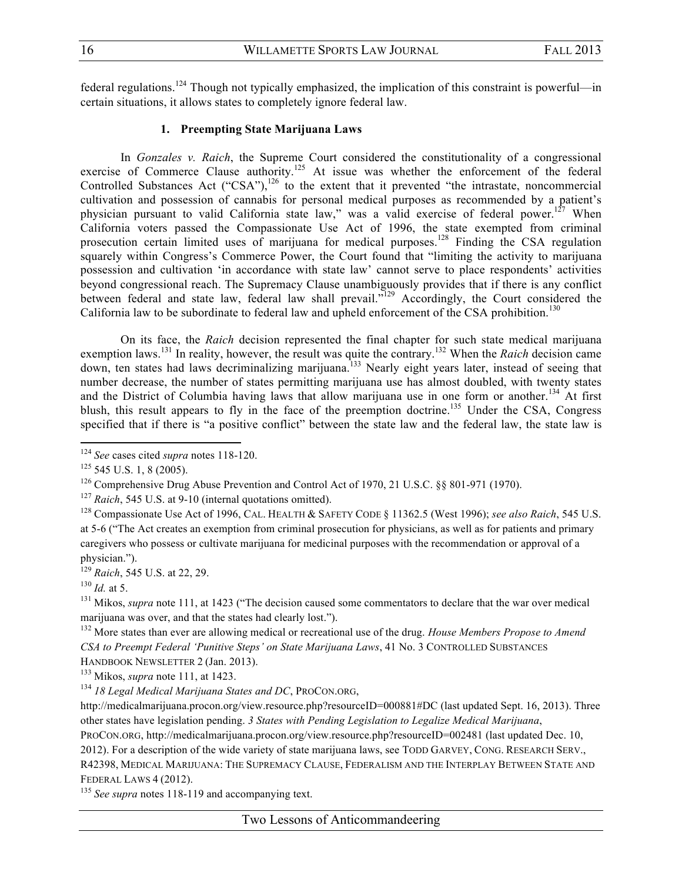federal regulations.[124] Though not typically emphasized, the implication of this constraint is powerful—in certain situations, it allows states to completely ignore federal law.

### 1. Preempting State Marijuana Laws

In *Gonzales v. Raich*, the Supreme Court considered the constitutionality of a congressional exercise of Commerce Clause authority.[125] At issue was whether the enforcement of the federal Controlled Substances Act ("CSA"),[126] to the extent that it prevented "the intrastate, noncommercial cultivation and possession of cannabis for personal medical purposes as recommended by a patient's physician pursuant to valid California state law," was a valid exercise of federal power.[127] When California voters passed the Compassionate Use Act of 1996, the state exempted from criminal prosecution certain limited uses of marijuana for medical purposes.[128] Finding the CSA regulation squarely within Congress's Commerce Power, the Court found that "limiting the activity to marijuana possession and cultivation 'in accordance with state law' cannot serve to place respondents' activities beyond congressional reach. The Supremacy Clause unambiguously provides that if there is any conflict between federal and state law, federal law shall prevail."[129] Accordingly, the Court considered the California law to be subordinate to federal law and upheld enforcement of the CSA prohibition.[130]

On its face, the *Raich* decision represented the final chapter for such state medical marijuana exemption laws.[131] In reality, however, the result was quite the contrary.[132] When the *Raich* decision came down, ten states had laws decriminalizing marijuana.[133] Nearly eight years later, instead of seeing that number decrease, the number of states permitting marijuana use has almost doubled, with twenty states and the District of Columbia having laws that allow marijuana use in one form or another.[134] At first blush, this result appears to fly in the face of the preemption doctrine.[135] Under the CSA, Congress specified that if there is "a positive conflict" between the state law and the federal law, the state law is

---

[124] *See* cases cited *supra* notes 118-120.

[125] 545 U.S. 1, 8 (2005).

[126] Comprehensive Drug Abuse Prevention and Control Act of 1970, 21 U.S.C. §§ 801-971 (1970).

[127] *Raich*, 545 U.S. at 9-10 (internal quotations omitted).

[128] Compassionate Use Act of 1996, CAL. HEALTH & SAFETY CODE § 11362.5 (West 1996); *see also Raich*, 545 U.S. at 5-6 ("The Act creates an exemption from criminal prosecution for physicians, as well as for patients and primary caregivers who possess or cultivate marijuana for medicinal purposes with the recommendation or approval of a physician.").

[129] *Raich*, 545 U.S. at 22, 29.

[130] *Id.* at 5.

[131] Mikos, *supra* note 111, at 1423 ("The decision caused some commentators to declare that the war over medical marijuana was over, and that the states had clearly lost.").

[132] More states than ever are allowing medical or recreational use of the drug. *House Members Propose to Amend CSA to Preempt Federal 'Punitive Steps' on State Marijuana Laws*, 41 No. 3 CONTROLLED SUBSTANCES HANDBOOK NEWSLETTER 2 (Jan. 2013).

[133] Mikos, *supra* note 111, at 1423.

[134] *18 Legal Medical Marijuana States and DC*, PROCON.ORG, http://medicalmarijuana.procon.org/view.resource.php?resourceID=000881#DC (last updated Sept. 16, 2013). Three other states have legislation pending. *3 States with Pending Legislation to Legalize Medical Marijuana*, PROCON.ORG, http://medicalmarijuana.procon.org/view.resource.php?resourceID=002481 (last updated Dec. 10, 2012). For a description of the wide variety of state marijuana laws, see TODD GARVEY, CONG. RESEARCH SERV., R42398, MEDICAL MARIJUANA: THE SUPREMACY CLAUSE, FEDERALISM AND THE INTERPLAY BETWEEN STATE AND FEDERAL LAWS 4 (2012).

[135] *See supra* notes 118-119 and accompanying text.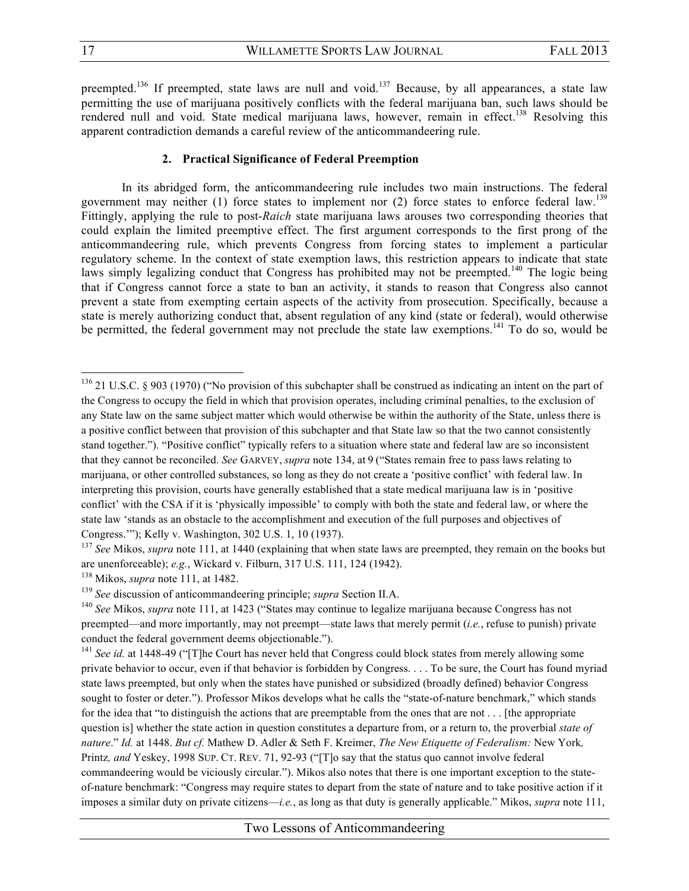preempted.[136] If preempted, state laws are null and void.[137] Because, by all appearances, a state law permitting the use of marijuana positively conflicts with the federal marijuana ban, such laws should be rendered null and void. State medical marijuana laws, however, remain in effect.[138] Resolving this apparent contradiction demands a careful review of the anticommandeering rule.

### 2. Practical Significance of Federal Preemption

In its abridged form, the anticommandeering rule includes two main instructions. The federal government may neither (1) force states to implement nor (2) force states to enforce federal law.[139] Fittingly, applying the rule to post-*Raich* state marijuana laws arouses two corresponding theories that could explain the limited preemptive effect. The first argument corresponds to the first prong of the anticommandeering rule, which prevents Congress from forcing states to implement a particular regulatory scheme. In the context of state exemption laws, this restriction appears to indicate that state laws simply legalizing conduct that Congress has prohibited may not be preempted.[140] The logic being that if Congress cannot force a state to ban an activity, it stands to reason that Congress also cannot prevent a state from exempting certain aspects of the activity from prosecution. Specifically, because a state is merely authorizing conduct that, absent regulation of any kind (state or federal), would otherwise be permitted, the federal government may not preclude the state law exemptions.[141] To do so, would be

---

[136] 21 U.S.C. § 903 (1970) ("No provision of this subchapter shall be construed as indicating an intent on the part of the Congress to occupy the field in which that provision operates, including criminal penalties, to the exclusion of any State law on the same subject matter which would otherwise be within the authority of the State, unless there is a positive conflict between that provision of this subchapter and that State law so that the two cannot consistently stand together."). "Positive conflict" typically refers to a situation where state and federal law are so inconsistent that they cannot be reconciled. *See* GARVEY, *supra* note 134, at 9 ("States remain free to pass laws relating to marijuana, or other controlled substances, so long as they do not create a 'positive conflict' with federal law. In interpreting this provision, courts have generally established that a state medical marijuana law is in 'positive conflict' with the CSA if it is 'physically impossible' to comply with both the state and federal law, or where the state law 'stands as an obstacle to the accomplishment and execution of the full purposes and objectives of Congress.'"); Kelly v. Washington, 302 U.S. 1, 10 (1937).

[137] *See* Mikos, *supra* note 111, at 1440 (explaining that when state laws are preempted, they remain on the books but are unenforceable); *e.g.*, Wickard v. Filburn, 317 U.S. 111, 124 (1942).

[138] Mikos, *supra* note 111, at 1482.

[139] *See* discussion of anticommandeering principle; *supra* Section II.A.

[140] *See* Mikos, *supra* note 111, at 1423 ("States may continue to legalize marijuana because Congress has not preempted—and more importantly, may not preempt—state laws that merely permit (*i.e.*, refuse to punish) private conduct the federal government deems objectionable.").

[141] *See id.* at 1448-49 ("[T]he Court has never held that Congress could block states from merely allowing some private behavior to occur, even if that behavior is forbidden by Congress. . . . To be sure, the Court has found myriad state laws preempted, but only when the states have punished or subsidized (broadly defined) behavior Congress sought to foster or deter."). Professor Mikos develops what he calls the "state-of-nature benchmark," which stands for the idea that "to distinguish the actions that are preemptable from the ones that are not . . . [the appropriate question is] whether the state action in question constitutes a departure from, or a return to, the proverbial *state of nature*." *Id.* at 1448. *But cf.* Mathew D. Adler & Seth F. Kreimer, *The New Etiquette of Federalism:* New York*,* Printz*, and* Yeskey, 1998 SUP. CT. REV. 71, 92-93 ("[T]o say that the status quo cannot involve federal commandeering would be viciously circular."). Mikos also notes that there is one important exception to the state-of-nature benchmark: "Congress may require states to depart from the state of nature and to take positive action if it imposes a similar duty on private citizens—*i.e.*, as long as that duty is generally applicable." Mikos, *supra* note 111,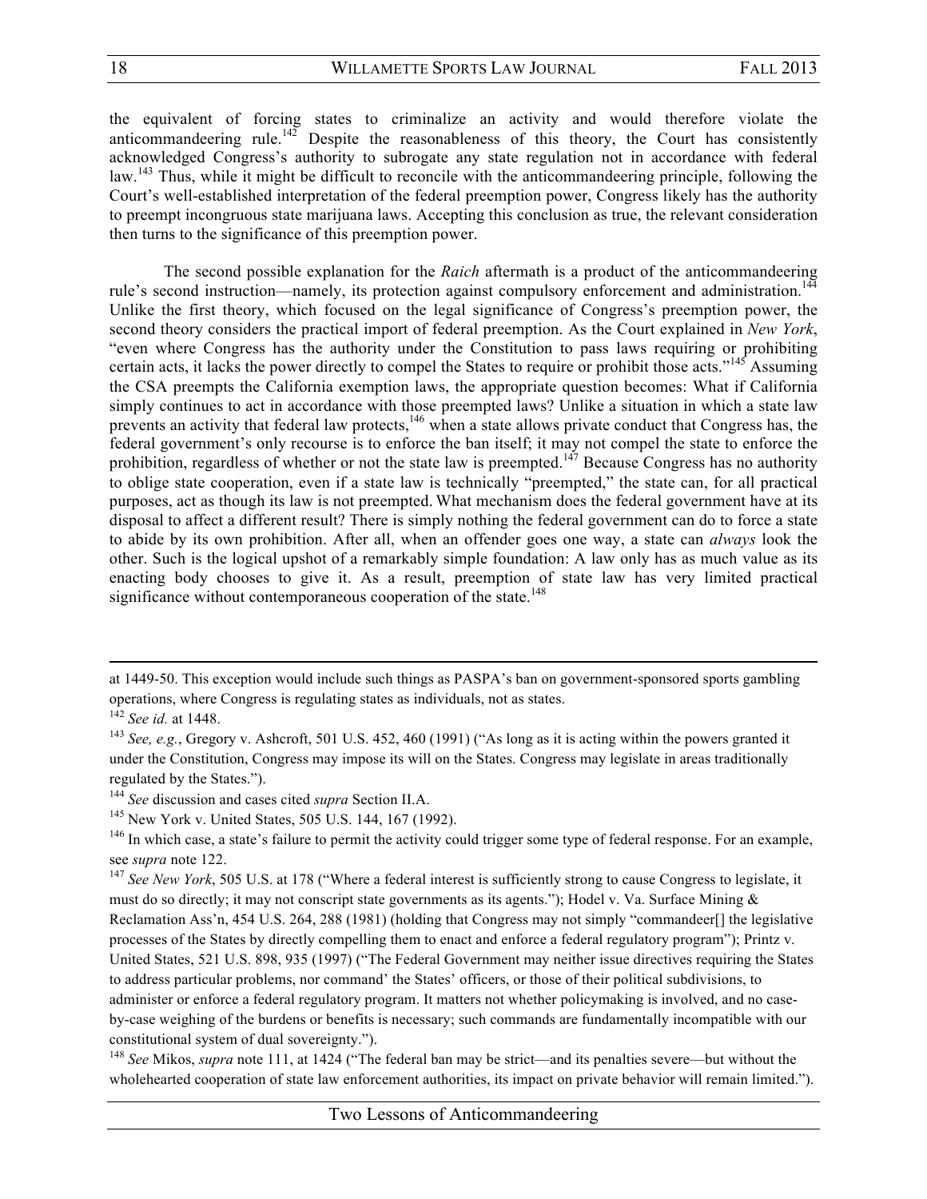the equivalent of forcing states to criminalize an activity and would therefore violate the anticommandeering rule.[142] Despite the reasonableness of this theory, the Court has consistently acknowledged Congress's authority to subrogate any state regulation not in accordance with federal law.[143] Thus, while it might be difficult to reconcile with the anticommandeering principle, following the Court's well-established interpretation of the federal preemption power, Congress likely has the authority to preempt incongruous state marijuana laws. Accepting this conclusion as true, the relevant consideration then turns to the significance of this preemption power.

The second possible explanation for the *Raich* aftermath is a product of the anticommandeering rule's second instruction—namely, its protection against compulsory enforcement and administration.[144] Unlike the first theory, which focused on the legal significance of Congress's preemption power, the second theory considers the practical import of federal preemption. As the Court explained in *New York*, "even where Congress has the authority under the Constitution to pass laws requiring or prohibiting certain acts, it lacks the power directly to compel the States to require or prohibit those acts."[145] Assuming the CSA preempts the California exemption laws, the appropriate question becomes: What if California simply continues to act in accordance with those preempted laws? Unlike a situation in which a state law prevents an activity that federal law protects,[146] when a state allows private conduct that Congress has, the federal government's only recourse is to enforce the ban itself; it may not compel the state to enforce the prohibition, regardless of whether or not the state law is preempted.[147] Because Congress has no authority to oblige state cooperation, even if a state law is technically "preempted," the state can, for all practical purposes, act as though its law is not preempted. What mechanism does the federal government have at its disposal to affect a different result? There is simply nothing the federal government can do to force a state to abide by its own prohibition. After all, when an offender goes one way, a state can *always* look the other. Such is the logical upshot of a remarkably simple foundation: A law only has as much value as its enacting body chooses to give it. As a result, preemption of state law has very limited practical significance without contemporaneous cooperation of the state.[148]

---

at 1449-50. This exception would include such things as PASPA's ban on government-sponsored sports gambling operations, where Congress is regulating states as individuals, not as states.

[142] *See id.* at 1448.

[143] *See, e.g.*, Gregory v. Ashcroft, 501 U.S. 452, 460 (1991) ("As long as it is acting within the powers granted it under the Constitution, Congress may impose its will on the States. Congress may legislate in areas traditionally regulated by the States.").

[144] *See* discussion and cases cited *supra* Section II.A.

[145] New York v. United States, 505 U.S. 144, 167 (1992).

[146] In which case, a state's failure to permit the activity could trigger some type of federal response. For an example, see *supra* note 122.

[147] *See New York*, 505 U.S. at 178 ("Where a federal interest is sufficiently strong to cause Congress to legislate, it must do so directly; it may not conscript state governments as its agents."); Hodel v. Va. Surface Mining & Reclamation Ass'n, 454 U.S. 264, 288 (1981) (holding that Congress may not simply "commandeer[] the legislative processes of the States by directly compelling them to enact and enforce a federal regulatory program"); Printz v. United States, 521 U.S. 898, 935 (1997) ("The Federal Government may neither issue directives requiring the States to address particular problems, nor command' the States' officers, or those of their political subdivisions, to administer or enforce a federal regulatory program. It matters not whether policymaking is involved, and no case-by-case weighing of the burdens or benefits is necessary; such commands are fundamentally incompatible with our constitutional system of dual sovereignty.").

[148] *See* Mikos, *supra* note 111, at 1424 ("The federal ban may be strict—and its penalties severe—but without the wholehearted cooperation of state law enforcement authorities, its impact on private behavior will remain limited.").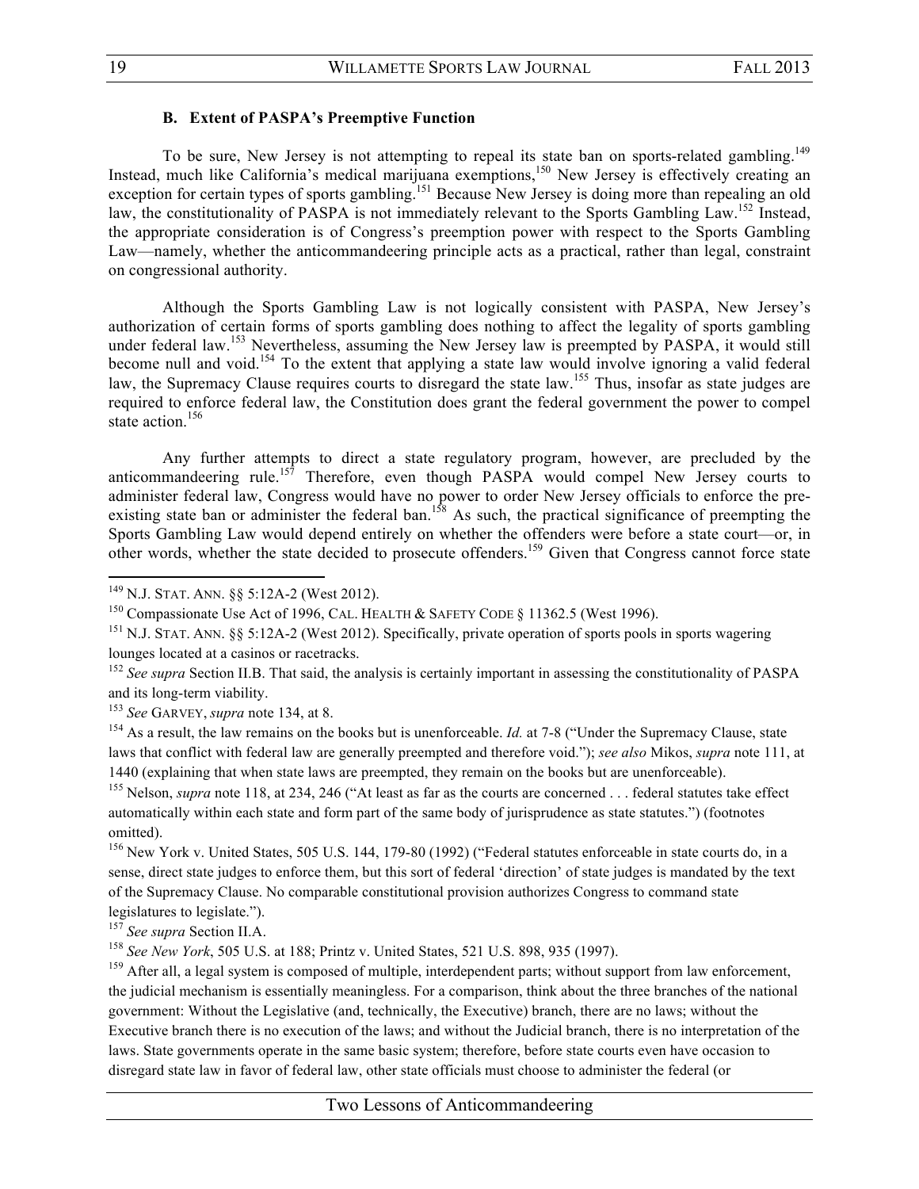### B. Extent of PASPA's Preemptive Function

To be sure, New Jersey is not attempting to repeal its state ban on sports-related gambling.[149] Instead, much like California's medical marijuana exemptions,[150] New Jersey is effectively creating an exception for certain types of sports gambling.[151] Because New Jersey is doing more than repealing an old law, the constitutionality of PASPA is not immediately relevant to the Sports Gambling Law.[152] Instead, the appropriate consideration is of Congress's preemption power with respect to the Sports Gambling Law—namely, whether the anticommandeering principle acts as a practical, rather than legal, constraint on congressional authority.

Although the Sports Gambling Law is not logically consistent with PASPA, New Jersey's authorization of certain forms of sports gambling does nothing to affect the legality of sports gambling under federal law.[153] Nevertheless, assuming the New Jersey law is preempted by PASPA, it would still become null and void.[154] To the extent that applying a state law would involve ignoring a valid federal law, the Supremacy Clause requires courts to disregard the state law.[155] Thus, insofar as state judges are required to enforce federal law, the Constitution does grant the federal government the power to compel state action.[156]

Any further attempts to direct a state regulatory program, however, are precluded by the anticommandeering rule.[157] Therefore, even though PASPA would compel New Jersey courts to administer federal law, Congress would have no power to order New Jersey officials to enforce the pre-existing state ban or administer the federal ban.[158] As such, the practical significance of preempting the Sports Gambling Law would depend entirely on whether the offenders were before a state court—or, in other words, whether the state decided to prosecute offenders.[159] Given that Congress cannot force state

---

[149] N.J. STAT. ANN. §§ 5:12A-2 (West 2012).

[150] Compassionate Use Act of 1996, CAL. HEALTH & SAFETY CODE § 11362.5 (West 1996).

[151] N.J. STAT. ANN. §§ 5:12A-2 (West 2012). Specifically, private operation of sports pools in sports wagering lounges located at a casinos or racetracks.

[152] *See supra* Section II.B. That said, the analysis is certainly important in assessing the constitutionality of PASPA and its long-term viability.

[153] *See* GARVEY, *supra* note 134, at 8.

[154] As a result, the law remains on the books but is unenforceable. *Id.* at 7-8 ("Under the Supremacy Clause, state laws that conflict with federal law are generally preempted and therefore void."); *see also* Mikos, *supra* note 111, at 1440 (explaining that when state laws are preempted, they remain on the books but are unenforceable).

[155] Nelson, *supra* note 118, at 234, 246 ("At least as far as the courts are concerned . . . federal statutes take effect automatically within each state and form part of the same body of jurisprudence as state statutes.") (footnotes omitted).

[156] New York v. United States, 505 U.S. 144, 179-80 (1992) ("Federal statutes enforceable in state courts do, in a sense, direct state judges to enforce them, but this sort of federal 'direction' of state judges is mandated by the text of the Supremacy Clause. No comparable constitutional provision authorizes Congress to command state legislatures to legislate.").

[157] *See supra* Section II.A.

[158] *See New York*, 505 U.S. at 188; Printz v. United States, 521 U.S. 898, 935 (1997).

[159] After all, a legal system is composed of multiple, interdependent parts; without support from law enforcement, the judicial mechanism is essentially meaningless. For a comparison, think about the three branches of the national government: Without the Legislative (and, technically, the Executive) branch, there are no laws; without the Executive branch there is no execution of the laws; and without the Judicial branch, there is no interpretation of the laws. State governments operate in the same basic system; therefore, before state courts even have occasion to disregard state law in favor of federal law, other state officials must choose to administer the federal (or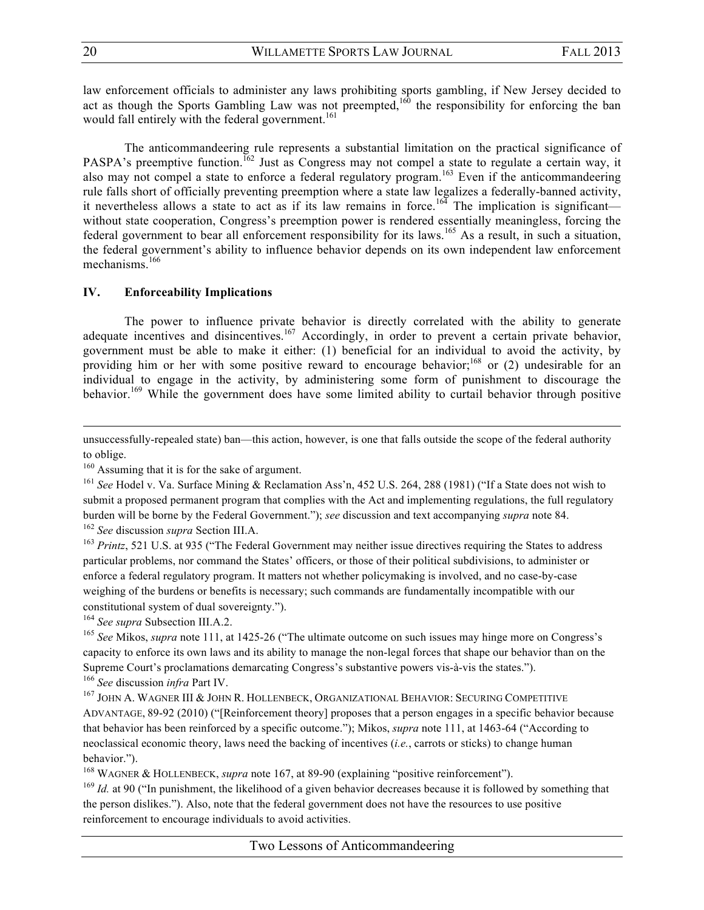law enforcement officials to administer any laws prohibiting sports gambling, if New Jersey decided to act as though the Sports Gambling Law was not preempted,[160] the responsibility for enforcing the ban would fall entirely with the federal government.[161]

The anticommandeering rule represents a substantial limitation on the practical significance of PASPA's preemptive function.[162] Just as Congress may not compel a state to regulate a certain way, it also may not compel a state to enforce a federal regulatory program.[163] Even if the anticommandeering rule falls short of officially preventing preemption where a state law legalizes a federally-banned activity, it nevertheless allows a state to act as if its law remains in force.[164] The implication is significant—without state cooperation, Congress's preemption power is rendered essentially meaningless, forcing the federal government to bear all enforcement responsibility for its laws.[165] As a result, in such a situation, the federal government's ability to influence behavior depends on its own independent law enforcement mechanisms.[166]

## IV. Enforceability Implications

The power to influence private behavior is directly correlated with the ability to generate adequate incentives and disincentives.[167] Accordingly, in order to prevent a certain private behavior, government must be able to make it either: (1) beneficial for an individual to avoid the activity, by providing him or her with some positive reward to encourage behavior;[168] or (2) undesirable for an individual to engage in the activity, by administering some form of punishment to discourage the behavior.[169] While the government does have some limited ability to curtail behavior through positive

---

unsuccessfully-repealed state) ban—this action, however, is one that falls outside the scope of the federal authority to oblige.

[160] Assuming that it is for the sake of argument.

[161] *See* Hodel v. Va. Surface Mining & Reclamation Ass'n, 452 U.S. 264, 288 (1981) ("If a State does not wish to submit a proposed permanent program that complies with the Act and implementing regulations, the full regulatory burden will be borne by the Federal Government."); *see* discussion and text accompanying *supra* note 84.

[162] *See* discussion *supra* Section III.A.

[163] *Printz*, 521 U.S. at 935 ("The Federal Government may neither issue directives requiring the States to address particular problems, nor command the States' officers, or those of their political subdivisions, to administer or enforce a federal regulatory program. It matters not whether policymaking is involved, and no case-by-case weighing of the burdens or benefits is necessary; such commands are fundamentally incompatible with our constitutional system of dual sovereignty.").

[164] *See supra* Subsection III.A.2.

[165] *See* Mikos, *supra* note 111, at 1425-26 ("The ultimate outcome on such issues may hinge more on Congress's capacity to enforce its own laws and its ability to manage the non-legal forces that shape our behavior than on the Supreme Court's proclamations demarcating Congress's substantive powers vis-à-vis the states.").

[166] *See* discussion *infra* Part IV.

[167] JOHN A. WAGNER III & JOHN R. HOLLENBECK, ORGANIZATIONAL BEHAVIOR: SECURING COMPETITIVE ADVANTAGE, 89-92 (2010) ("[Reinforcement theory] proposes that a person engages in a specific behavior because that behavior has been reinforced by a specific outcome."); Mikos, *supra* note 111, at 1463-64 ("According to neoclassical economic theory, laws need the backing of incentives (*i.e.*, carrots or sticks) to change human behavior.").

[168] WAGNER & HOLLENBECK, *supra* note 167, at 89-90 (explaining "positive reinforcement").

[169] *Id.* at 90 ("In punishment, the likelihood of a given behavior decreases because it is followed by something that the person dislikes."). Also, note that the federal government does not have the resources to use positive reinforcement to encourage individuals to avoid activities.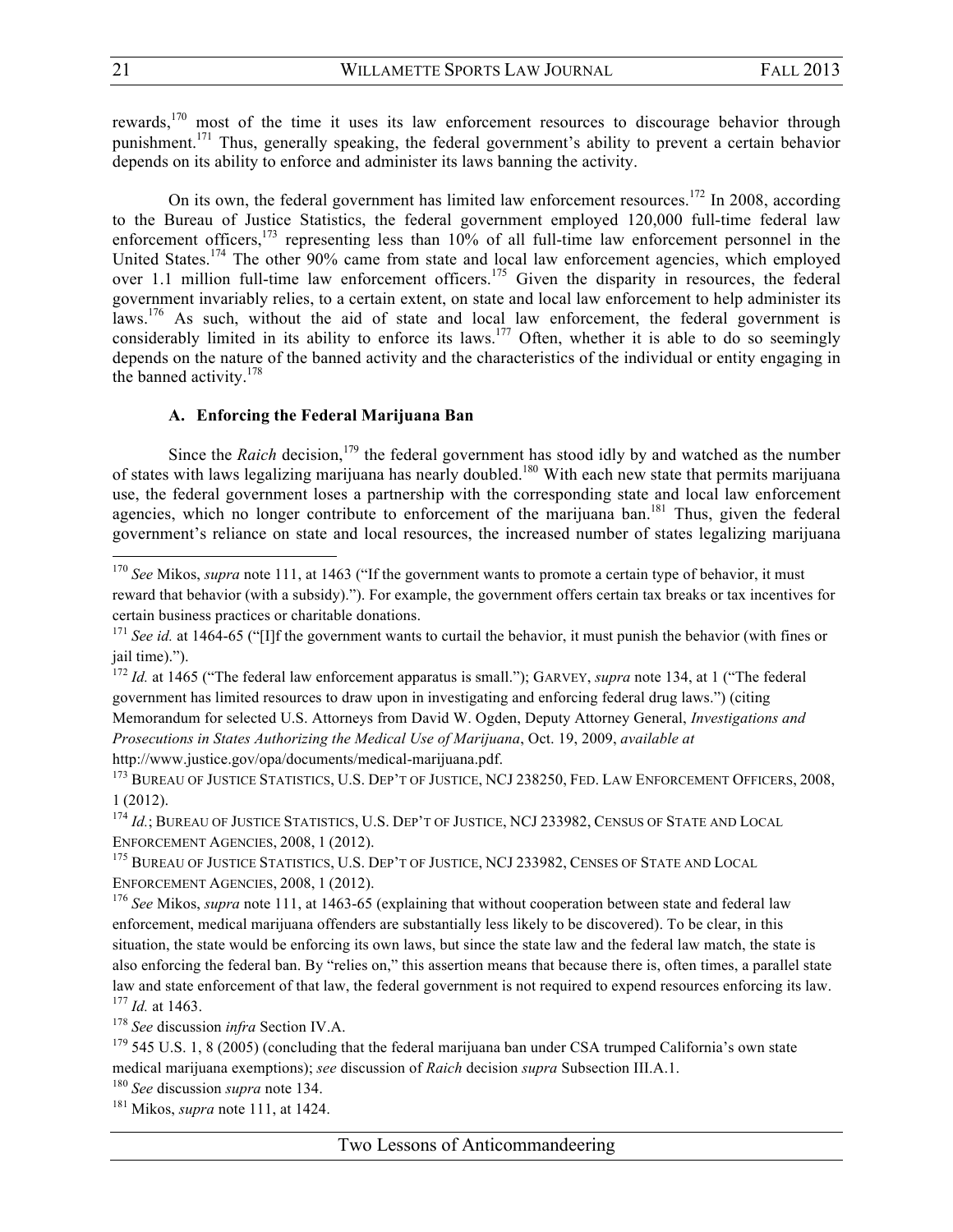rewards,[170] most of the time it uses its law enforcement resources to discourage behavior through punishment.[171] Thus, generally speaking, the federal government's ability to prevent a certain behavior depends on its ability to enforce and administer its laws banning the activity.

On its own, the federal government has limited law enforcement resources.[172] In 2008, according to the Bureau of Justice Statistics, the federal government employed 120,000 full-time federal law enforcement officers,[173] representing less than 10% of all full-time law enforcement personnel in the United States.[174] The other 90% came from state and local law enforcement agencies, which employed over 1.1 million full-time law enforcement officers.[175] Given the disparity in resources, the federal government invariably relies, to a certain extent, on state and local law enforcement to help administer its laws.[176] As such, without the aid of state and local law enforcement, the federal government is considerably limited in its ability to enforce its laws.[177] Often, whether it is able to do so seemingly depends on the nature of the banned activity and the characteristics of the individual or entity engaging in the banned activity.[178]

### A. Enforcing the Federal Marijuana Ban

Since the *Raich* decision,[179] the federal government has stood idly by and watched as the number of states with laws legalizing marijuana has nearly doubled.[180] With each new state that permits marijuana use, the federal government loses a partnership with the corresponding state and local law enforcement agencies, which no longer contribute to enforcement of the marijuana ban.[181] Thus, given the federal government's reliance on state and local resources, the increased number of states legalizing marijuana

---

[170] *See* Mikos, *supra* note 111, at 1463 ("If the government wants to promote a certain type of behavior, it must reward that behavior (with a subsidy)."). For example, the government offers certain tax breaks or tax incentives for certain business practices or charitable donations.

[171] *See id.* at 1464-65 ("[I]f the government wants to curtail the behavior, it must punish the behavior (with fines or jail time).").

[172] *Id.* at 1465 ("The federal law enforcement apparatus is small."); GARVEY, *supra* note 134, at 1 ("The federal government has limited resources to draw upon in investigating and enforcing federal drug laws.") (citing Memorandum for selected U.S. Attorneys from David W. Ogden, Deputy Attorney General, *Investigations and Prosecutions in States Authorizing the Medical Use of Marijuana*, Oct. 19, 2009, *available at* http://www.justice.gov/opa/documents/medical-marijuana.pdf.

[173] BUREAU OF JUSTICE STATISTICS, U.S. DEP'T OF JUSTICE, NCJ 238250, FED. LAW ENFORCEMENT OFFICERS, 2008, 1 (2012).

[174] *Id.*; BUREAU OF JUSTICE STATISTICS, U.S. DEP'T OF JUSTICE, NCJ 233982, CENSUS OF STATE AND LOCAL ENFORCEMENT AGENCIES, 2008, 1 (2012).

[175] BUREAU OF JUSTICE STATISTICS, U.S. DEP'T OF JUSTICE, NCJ 233982, CENSES OF STATE AND LOCAL ENFORCEMENT AGENCIES, 2008, 1 (2012).

[176] *See* Mikos, *supra* note 111, at 1463-65 (explaining that without cooperation between state and federal law enforcement, medical marijuana offenders are substantially less likely to be discovered). To be clear, in this situation, the state would be enforcing its own laws, but since the state law and the federal law match, the state is also enforcing the federal ban. By "relies on," this assertion means that because there is, often times, a parallel state law and state enforcement of that law, the federal government is not required to expend resources enforcing its law.

[177] *Id.* at 1463.

[178] *See* discussion *infra* Section IV.A.

[179] 545 U.S. 1, 8 (2005) (concluding that the federal marijuana ban under CSA trumped California's own state medical marijuana exemptions); *see* discussion of *Raich* decision *supra* Subsection III.A.1.

[180] *See* discussion *supra* note 134.

[181] Mikos, *supra* note 111, at 1424.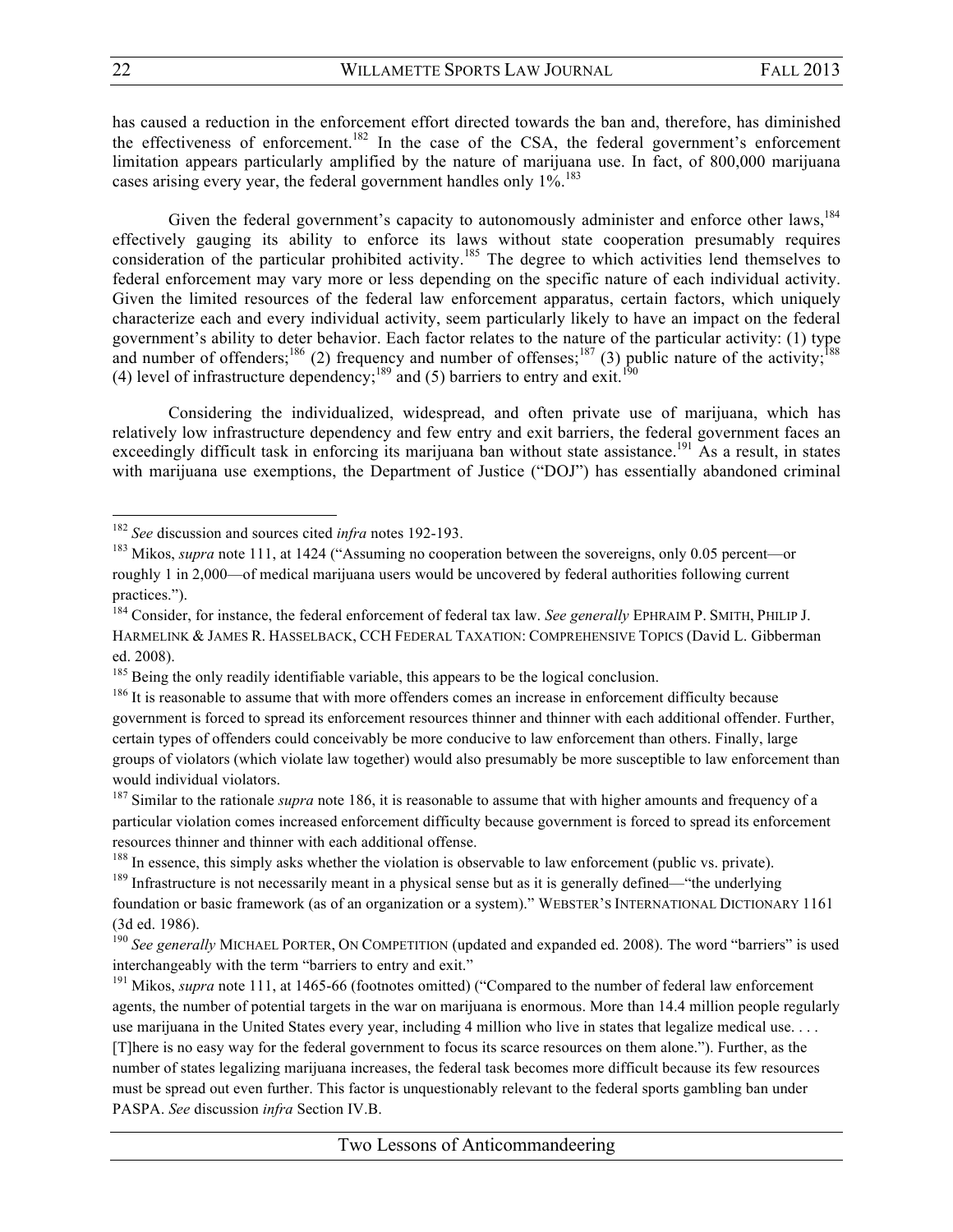has caused a reduction in the enforcement effort directed towards the ban and, therefore, has diminished the effectiveness of enforcement.[182] In the case of the CSA, the federal government's enforcement limitation appears particularly amplified by the nature of marijuana use. In fact, of 800,000 marijuana cases arising every year, the federal government handles only 1%.[183]

Given the federal government's capacity to autonomously administer and enforce other laws,[184] effectively gauging its ability to enforce its laws without state cooperation presumably requires consideration of the particular prohibited activity.[185] The degree to which activities lend themselves to federal enforcement may vary more or less depending on the specific nature of each individual activity. Given the limited resources of the federal law enforcement apparatus, certain factors, which uniquely characterize each and every individual activity, seem particularly likely to have an impact on the federal government's ability to deter behavior. Each factor relates to the nature of the particular activity: (1) type and number of offenders;[186] (2) frequency and number of offenses;[187] (3) public nature of the activity;[188] (4) level of infrastructure dependency;[189] and (5) barriers to entry and exit.[190]

Considering the individualized, widespread, and often private use of marijuana, which has relatively low infrastructure dependency and few entry and exit barriers, the federal government faces an exceedingly difficult task in enforcing its marijuana ban without state assistance.[191] As a result, in states with marijuana use exemptions, the Department of Justice ("DOJ") has essentially abandoned criminal

---

[182] *See* discussion and sources cited *infra* notes 192-193.

[183] Mikos, *supra* note 111, at 1424 ("Assuming no cooperation between the sovereigns, only 0.05 percent—or roughly 1 in 2,000—of medical marijuana users would be uncovered by federal authorities following current practices.").

[184] Consider, for instance, the federal enforcement of federal tax law. *See generally* EPHRAIM P. SMITH, PHILIP J. HARMELINK & JAMES R. HASSELBACK, CCH FEDERAL TAXATION: COMPREHENSIVE TOPICS (David L. Gibberman ed. 2008).

[185] Being the only readily identifiable variable, this appears to be the logical conclusion.

[186] It is reasonable to assume that with more offenders comes an increase in enforcement difficulty because government is forced to spread its enforcement resources thinner and thinner with each additional offender. Further, certain types of offenders could conceivably be more conducive to law enforcement than others. Finally, large groups of violators (which violate law together) would also presumably be more susceptible to law enforcement than would individual violators.

[187] Similar to the rationale *supra* note 186, it is reasonable to assume that with higher amounts and frequency of a particular violation comes increased enforcement difficulty because government is forced to spread its enforcement resources thinner and thinner with each additional offense.

[188] In essence, this simply asks whether the violation is observable to law enforcement (public vs. private).

[189] Infrastructure is not necessarily meant in a physical sense but as it is generally defined—"the underlying foundation or basic framework (as of an organization or a system)." WEBSTER'S INTERNATIONAL DICTIONARY 1161 (3d ed. 1986).

[190] *See generally* MICHAEL PORTER, ON COMPETITION (updated and expanded ed. 2008). The word "barriers" is used interchangeably with the term "barriers to entry and exit."

[191] Mikos, *supra* note 111, at 1465-66 (footnotes omitted) ("Compared to the number of federal law enforcement agents, the number of potential targets in the war on marijuana is enormous. More than 14.4 million people regularly use marijuana in the United States every year, including 4 million who live in states that legalize medical use. . . . [T]here is no easy way for the federal government to focus its scarce resources on them alone."). Further, as the number of states legalizing marijuana increases, the federal task becomes more difficult because its few resources must be spread out even further. This factor is unquestionably relevant to the federal sports gambling ban under PASPA. *See* discussion *infra* Section IV.B.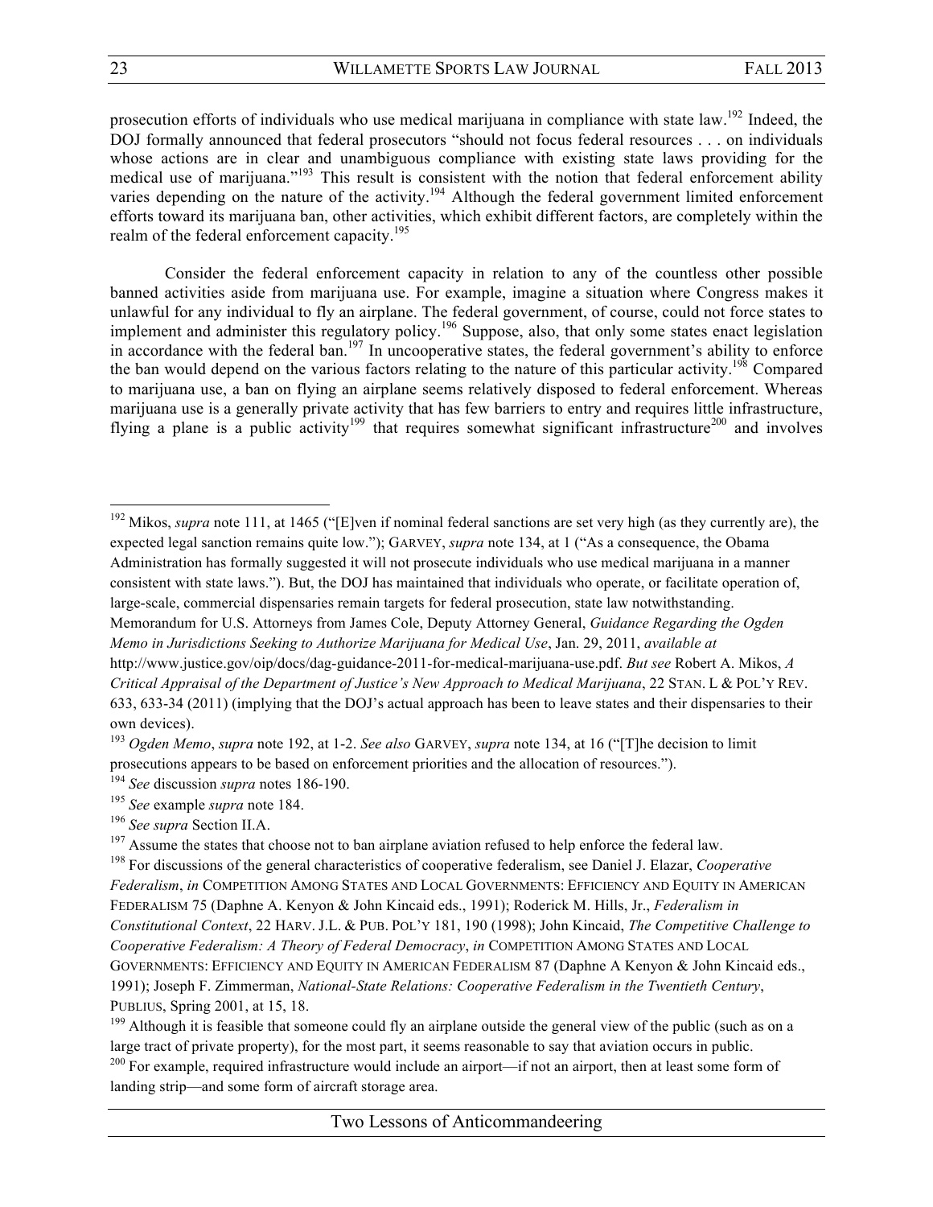prosecution efforts of individuals who use medical marijuana in compliance with state law.[192] Indeed, the DOJ formally announced that federal prosecutors "should not focus federal resources . . . on individuals whose actions are in clear and unambiguous compliance with existing state laws providing for the medical use of marijuana."[193] This result is consistent with the notion that federal enforcement ability varies depending on the nature of the activity.[194] Although the federal government limited enforcement efforts toward its marijuana ban, other activities, which exhibit different factors, are completely within the realm of the federal enforcement capacity.[195]

Consider the federal enforcement capacity in relation to any of the countless other possible banned activities aside from marijuana use. For example, imagine a situation where Congress makes it unlawful for any individual to fly an airplane. The federal government, of course, could not force states to implement and administer this regulatory policy.[196] Suppose, also, that only some states enact legislation in accordance with the federal ban.[197] In uncooperative states, the federal government's ability to enforce the ban would depend on the various factors relating to the nature of this particular activity.[198] Compared to marijuana use, a ban on flying an airplane seems relatively disposed to federal enforcement. Whereas marijuana use is a generally private activity that has few barriers to entry and requires little infrastructure, flying a plane is a public activity[199] that requires somewhat significant infrastructure[200] and involves

---

[192] Mikos, *supra* note 111, at 1465 ("[E]ven if nominal federal sanctions are set very high (as they currently are), the expected legal sanction remains quite low."); GARVEY, *supra* note 134, at 1 ("As a consequence, the Obama Administration has formally suggested it will not prosecute individuals who use medical marijuana in a manner consistent with state laws."). But, the DOJ has maintained that individuals who operate, or facilitate operation of, large-scale, commercial dispensaries remain targets for federal prosecution, state law notwithstanding. Memorandum for U.S. Attorneys from James Cole, Deputy Attorney General, *Guidance Regarding the Ogden Memo in Jurisdictions Seeking to Authorize Marijuana for Medical Use*, Jan. 29, 2011, *available at* http://www.justice.gov/oip/docs/dag-guidance-2011-for-medical-marijuana-use.pdf. *But see* Robert A. Mikos, *A Critical Appraisal of the Department of Justice's New Approach to Medical Marijuana*, 22 STAN. L & POL'Y REV. 633, 633-34 (2011) (implying that the DOJ's actual approach has been to leave states and their dispensaries to their own devices).

[193] *Ogden Memo*, *supra* note 192, at 1-2. *See also* GARVEY, *supra* note 134, at 16 ("[T]he decision to limit prosecutions appears to be based on enforcement priorities and the allocation of resources.").

[194] *See* discussion *supra* notes 186-190.

[195] *See* example *supra* note 184.

[196] *See supra* Section II.A.

[197] Assume the states that choose not to ban airplane aviation refused to help enforce the federal law.

[198] For discussions of the general characteristics of cooperative federalism, see Daniel J. Elazar, *Cooperative Federalism*, *in* COMPETITION AMONG STATES AND LOCAL GOVERNMENTS: EFFICIENCY AND EQUITY IN AMERICAN FEDERALISM 75 (Daphne A. Kenyon & John Kincaid eds., 1991); Roderick M. Hills, Jr., *Federalism in Constitutional Context*, 22 HARV. J.L. & PUB. POL'Y 181, 190 (1998); John Kincaid, *The Competitive Challenge to Cooperative Federalism: A Theory of Federal Democracy*, *in* COMPETITION AMONG STATES AND LOCAL GOVERNMENTS: EFFICIENCY AND EQUITY IN AMERICAN FEDERALISM 87 (Daphne A Kenyon & John Kincaid eds., 1991); Joseph F. Zimmerman, *National-State Relations: Cooperative Federalism in the Twentieth Century*, PUBLIUS, Spring 2001, at 15, 18.

[199] Although it is feasible that someone could fly an airplane outside the general view of the public (such as on a large tract of private property), for the most part, it seems reasonable to say that aviation occurs in public.

[200] For example, required infrastructure would include an airport—if not an airport, then at least some form of landing strip—and some form of aircraft storage area.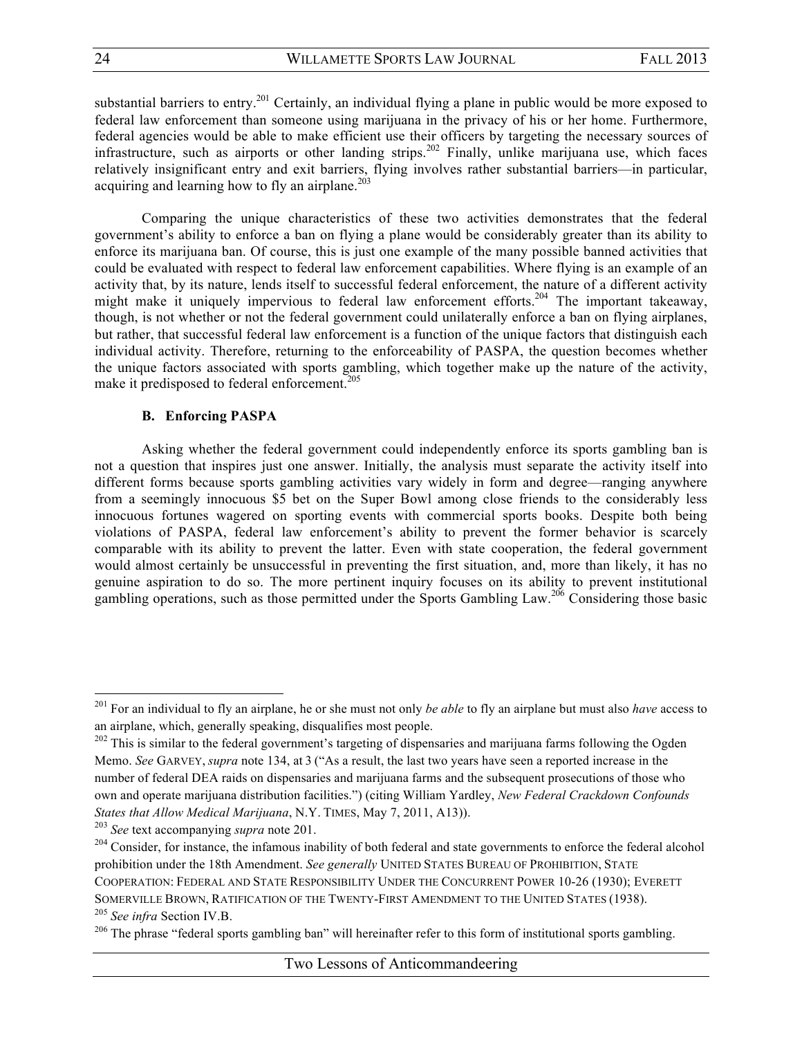substantial barriers to entry.[201] Certainly, an individual flying a plane in public would be more exposed to federal law enforcement than someone using marijuana in the privacy of his or her home. Furthermore, federal agencies would be able to make efficient use their officers by targeting the necessary sources of infrastructure, such as airports or other landing strips.[202] Finally, unlike marijuana use, which faces relatively insignificant entry and exit barriers, flying involves rather substantial barriers—in particular, acquiring and learning how to fly an airplane.[203]

Comparing the unique characteristics of these two activities demonstrates that the federal government's ability to enforce a ban on flying a plane would be considerably greater than its ability to enforce its marijuana ban. Of course, this is just one example of the many possible banned activities that could be evaluated with respect to federal law enforcement capabilities. Where flying is an example of an activity that, by its nature, lends itself to successful federal enforcement, the nature of a different activity might make it uniquely impervious to federal law enforcement efforts.[204] The important takeaway, though, is not whether or not the federal government could unilaterally enforce a ban on flying airplanes, but rather, that successful federal law enforcement is a function of the unique factors that distinguish each individual activity. Therefore, returning to the enforceability of PASPA, the question becomes whether the unique factors associated with sports gambling, which together make up the nature of the activity, make it predisposed to federal enforcement.[205]

### B. Enforcing PASPA

Asking whether the federal government could independently enforce its sports gambling ban is not a question that inspires just one answer. Initially, the analysis must separate the activity itself into different forms because sports gambling activities vary widely in form and degree—ranging anywhere from a seemingly innocuous $5 bet on the Super Bowl among close friends to the considerably less innocuous fortunes wagered on sporting events with commercial sports books. Despite both being violations of PASPA, federal law enforcement's ability to prevent the former behavior is scarcely comparable with its ability to prevent the latter. Even with state cooperation, the federal government would almost certainly be unsuccessful in preventing the first situation, and, more than likely, it has no genuine aspiration to do so. The more pertinent inquiry focuses on its ability to prevent institutional gambling operations, such as those permitted under the Sports Gambling Law.[206] Considering those basic

---

[201] For an individual to fly an airplane, he or she must not only *be able* to fly an airplane but must also *have* access to an airplane, which, generally speaking, disqualifies most people.

[202] This is similar to the federal government's targeting of dispensaries and marijuana farms following the Ogden Memo. *See* GARVEY, *supra* note 134, at 3 ("As a result, the last two years have seen a reported increase in the number of federal DEA raids on dispensaries and marijuana farms and the subsequent prosecutions of those who own and operate marijuana distribution facilities.") (citing William Yardley, *New Federal Crackdown Confounds States that Allow Medical Marijuana*, N.Y. TIMES, May 7, 2011, A13)).

[203] *See* text accompanying *supra* note 201.

[204] Consider, for instance, the infamous inability of both federal and state governments to enforce the federal alcohol prohibition under the 18th Amendment. *See generally* UNITED STATES BUREAU OF PROHIBITION, STATE COOPERATION: FEDERAL AND STATE RESPONSIBILITY UNDER THE CONCURRENT POWER 10-26 (1930); EVERETT SOMERVILLE BROWN, RATIFICATION OF THE TWENTY-FIRST AMENDMENT TO THE UNITED STATES (1938).

[205] *See infra* Section IV.B.

[206] The phrase "federal sports gambling ban" will hereinafter refer to this form of institutional sports gambling.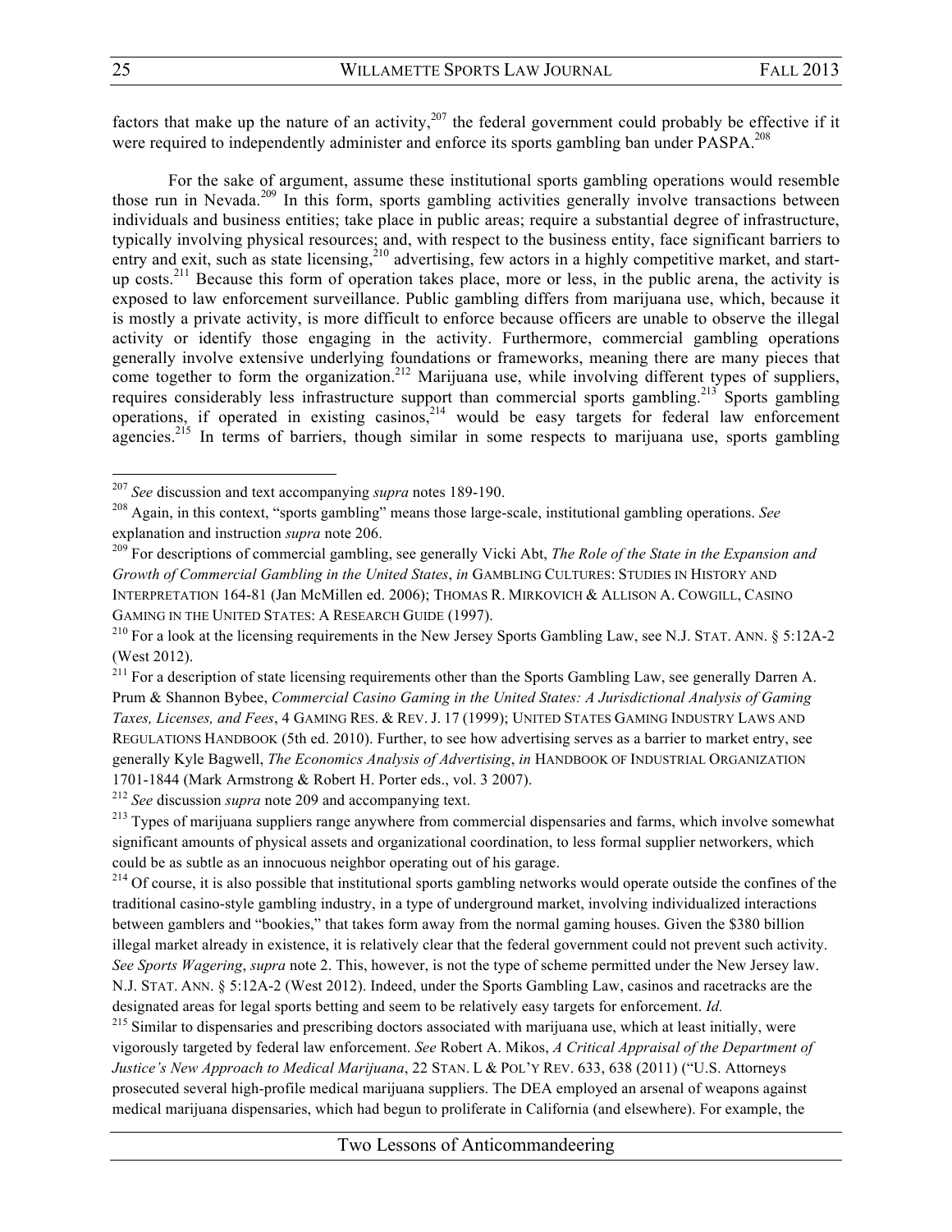factors that make up the nature of an activity,[207] the federal government could probably be effective if it were required to independently administer and enforce its sports gambling ban under PASPA.[208]

For the sake of argument, assume these institutional sports gambling operations would resemble those run in Nevada.[209] In this form, sports gambling activities generally involve transactions between individuals and business entities; take place in public areas; require a substantial degree of infrastructure, typically involving physical resources; and, with respect to the business entity, face significant barriers to entry and exit, such as state licensing,[210] advertising, few actors in a highly competitive market, and start-up costs.[211] Because this form of operation takes place, more or less, in the public arena, the activity is exposed to law enforcement surveillance. Public gambling differs from marijuana use, which, because it is mostly a private activity, is more difficult to enforce because officers are unable to observe the illegal activity or identify those engaging in the activity. Furthermore, commercial gambling operations generally involve extensive underlying foundations or frameworks, meaning there are many pieces that come together to form the organization.[212] Marijuana use, while involving different types of suppliers, requires considerably less infrastructure support than commercial sports gambling.[213] Sports gambling operations, if operated in existing casinos,[214] would be easy targets for federal law enforcement agencies.[215] In terms of barriers, though similar in some respects to marijuana use, sports gambling

---

[207] *See* discussion and text accompanying *supra* notes 189-190.

[208] Again, in this context, "sports gambling" means those large-scale, institutional gambling operations. *See* explanation and instruction *supra* note 206.

[209] For descriptions of commercial gambling, see generally Vicki Abt, *The Role of the State in the Expansion and Growth of Commercial Gambling in the United States*, *in* GAMBLING CULTURES: STUDIES IN HISTORY AND INTERPRETATION 164-81 (Jan McMillen ed. 2006); THOMAS R. MIRKOVICH & ALLISON A. COWGILL, CASINO GAMING IN THE UNITED STATES: A RESEARCH GUIDE (1997).

[210] For a look at the licensing requirements in the New Jersey Sports Gambling Law, see N.J. STAT. ANN. § 5:12A-2 (West 2012).

[211] For a description of state licensing requirements other than the Sports Gambling Law, see generally Darren A. Prum & Shannon Bybee, *Commercial Casino Gaming in the United States: A Jurisdictional Analysis of Gaming Taxes, Licenses, and Fees*, 4 GAMING RES. & REV. J. 17 (1999); UNITED STATES GAMING INDUSTRY LAWS AND REGULATIONS HANDBOOK (5th ed. 2010). Further, to see how advertising serves as a barrier to market entry, see generally Kyle Bagwell, *The Economics Analysis of Advertising*, *in* HANDBOOK OF INDUSTRIAL ORGANIZATION 1701-1844 (Mark Armstrong & Robert H. Porter eds., vol. 3 2007).

[212] *See* discussion *supra* note 209 and accompanying text.

[213] Types of marijuana suppliers range anywhere from commercial dispensaries and farms, which involve somewhat significant amounts of physical assets and organizational coordination, to less formal supplier networkers, which could be as subtle as an innocuous neighbor operating out of his garage.

[214] Of course, it is also possible that institutional sports gambling networks would operate outside the confines of the traditional casino-style gambling industry, in a type of underground market, involving individualized interactions between gamblers and "bookies," that takes form away from the normal gaming houses. Given the $380 billion illegal market already in existence, it is relatively clear that the federal government could not prevent such activity. *See Sports Wagering*, *supra* note 2. This, however, is not the type of scheme permitted under the New Jersey law. N.J. STAT. ANN. § 5:12A-2 (West 2012). Indeed, under the Sports Gambling Law, casinos and racetracks are the designated areas for legal sports betting and seem to be relatively easy targets for enforcement. *Id.*

[215] Similar to dispensaries and prescribing doctors associated with marijuana use, which at least initially, were vigorously targeted by federal law enforcement. *See* Robert A. Mikos, *A Critical Appraisal of the Department of Justice's New Approach to Medical Marijuana*, 22 STAN. L & POL'Y REV. 633, 638 (2011) ("U.S. Attorneys prosecuted several high-profile medical marijuana suppliers. The DEA employed an arsenal of weapons against medical marijuana dispensaries, which had begun to proliferate in California (and elsewhere). For example, the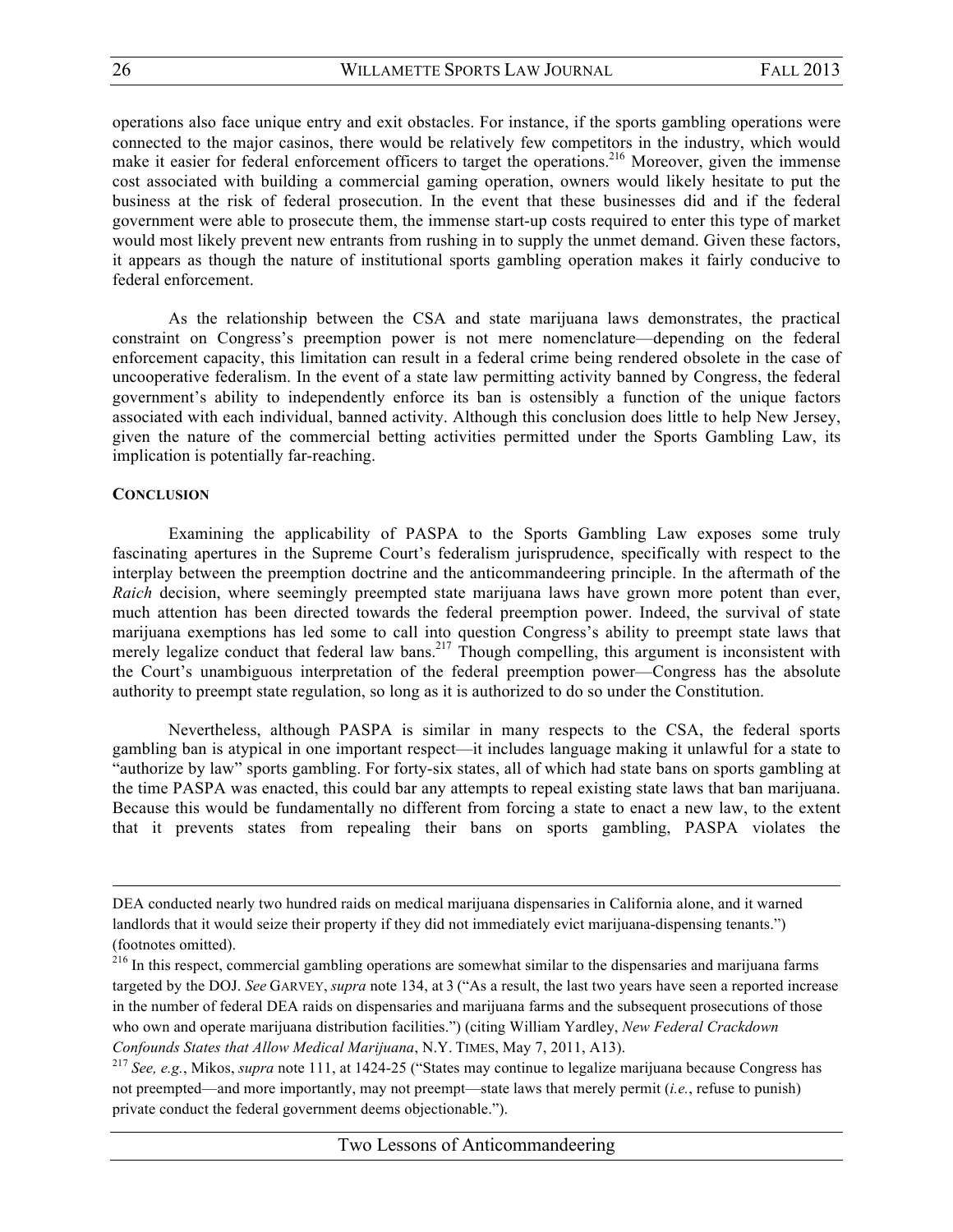operations also face unique entry and exit obstacles. For instance, if the sports gambling operations were connected to the major casinos, there would be relatively few competitors in the industry, which would make it easier for federal enforcement officers to target the operations.[216] Moreover, given the immense cost associated with building a commercial gaming operation, owners would likely hesitate to put the business at the risk of federal prosecution. In the event that these businesses did and if the federal government were able to prosecute them, the immense start-up costs required to enter this type of market would most likely prevent new entrants from rushing in to supply the unmet demand. Given these factors, it appears as though the nature of institutional sports gambling operation makes it fairly conducive to federal enforcement.

As the relationship between the CSA and state marijuana laws demonstrates, the practical constraint on Congress's preemption power is not mere nomenclature—depending on the federal enforcement capacity, this limitation can result in a federal crime being rendered obsolete in the case of uncooperative federalism. In the event of a state law permitting activity banned by Congress, the federal government's ability to independently enforce its ban is ostensibly a function of the unique factors associated with each individual, banned activity. Although this conclusion does little to help New Jersey, given the nature of the commercial betting activities permitted under the Sports Gambling Law, its implication is potentially far-reaching.

**CONCLUSION**

Examining the applicability of PASPA to the Sports Gambling Law exposes some truly fascinating apertures in the Supreme Court's federalism jurisprudence, specifically with respect to the interplay between the preemption doctrine and the anticommandeering principle. In the aftermath of the *Raich* decision, where seemingly preempted state marijuana laws have grown more potent than ever, much attention has been directed towards the federal preemption power. Indeed, the survival of state marijuana exemptions has led some to call into question Congress's ability to preempt state laws that merely legalize conduct that federal law bans.[217] Though compelling, this argument is inconsistent with the Court's unambiguous interpretation of the federal preemption power—Congress has the absolute authority to preempt state regulation, so long as it is authorized to do so under the Constitution.

Nevertheless, although PASPA is similar in many respects to the CSA, the federal sports gambling ban is atypical in one important respect—it includes language making it unlawful for a state to "authorize by law" sports gambling. For forty-six states, all of which had state bans on sports gambling at the time PASPA was enacted, this could bar any attempts to repeal existing state laws that ban marijuana. Because this would be fundamentally no different from forcing a state to enact a new law, to the extent that it prevents states from repealing their bans on sports gambling, PASPA violates the

---

DEA conducted nearly two hundred raids on medical marijuana dispensaries in California alone, and it warned landlords that it would seize their property if they did not immediately evict marijuana-dispensing tenants.") (footnotes omitted).

[216] In this respect, commercial gambling operations are somewhat similar to the dispensaries and marijuana farms targeted by the DOJ. *See* GARVEY, *supra* note 134, at 3 ("As a result, the last two years have seen a reported increase in the number of federal DEA raids on dispensaries and marijuana farms and the subsequent prosecutions of those who own and operate marijuana distribution facilities.") (citing William Yardley, *New Federal Crackdown Confounds States that Allow Medical Marijuana*, N.Y. TIMES, May 7, 2011, A13).

[217] *See, e.g.*, Mikos, *supra* note 111, at 1424-25 ("States may continue to legalize marijuana because Congress has not preempted—and more importantly, may not preempt—state laws that merely permit (*i.e.*, refuse to punish) private conduct the federal government deems objectionable.").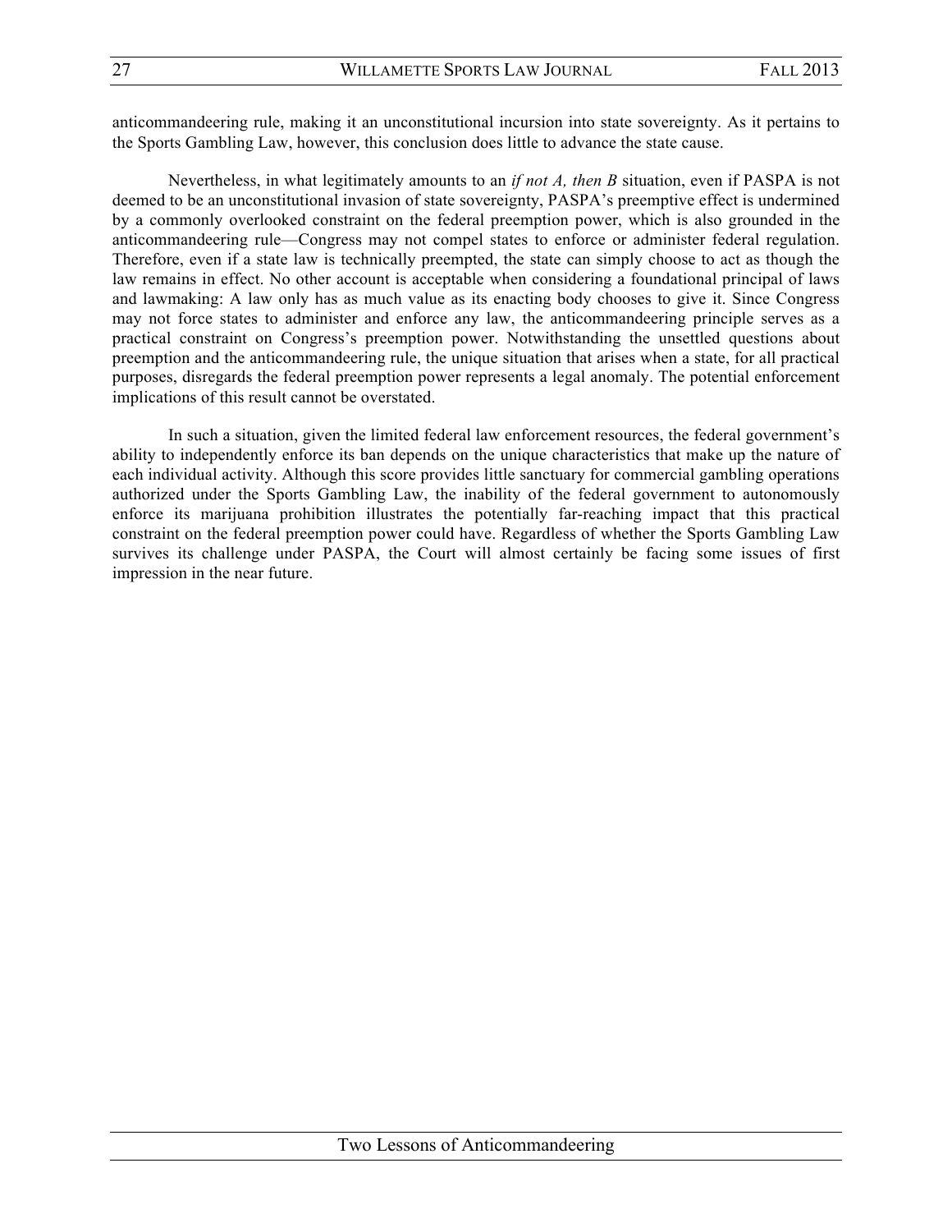anticommandeering rule, making it an unconstitutional incursion into state sovereignty. As it pertains to the Sports Gambling Law, however, this conclusion does little to advance the state cause.

Nevertheless, in what legitimately amounts to an *if not A, then B* situation, even if PASPA is not deemed to be an unconstitutional invasion of state sovereignty, PASPA's preemptive effect is undermined by a commonly overlooked constraint on the federal preemption power, which is also grounded in the anticommandeering rule—Congress may not compel states to enforce or administer federal regulation. Therefore, even if a state law is technically preempted, the state can simply choose to act as though the law remains in effect. No other account is acceptable when considering a foundational principal of laws and lawmaking: A law only has as much value as its enacting body chooses to give it. Since Congress may not force states to administer and enforce any law, the anticommandeering principle serves as a practical constraint on Congress's preemption power. Notwithstanding the unsettled questions about preemption and the anticommandeering rule, the unique situation that arises when a state, for all practical purposes, disregards the federal preemption power represents a legal anomaly. The potential enforcement implications of this result cannot be overstated.

In such a situation, given the limited federal law enforcement resources, the federal government's ability to independently enforce its ban depends on the unique characteristics that make up the nature of each individual activity. Although this score provides little sanctuary for commercial gambling operations authorized under the Sports Gambling Law, the inability of the federal government to autonomously enforce its marijuana prohibition illustrates the potentially far-reaching impact that this practical constraint on the federal preemption power could have. Regardless of whether the Sports Gambling Law survives its challenge under PASPA, the Court will almost certainly be facing some issues of first impression in the near future.